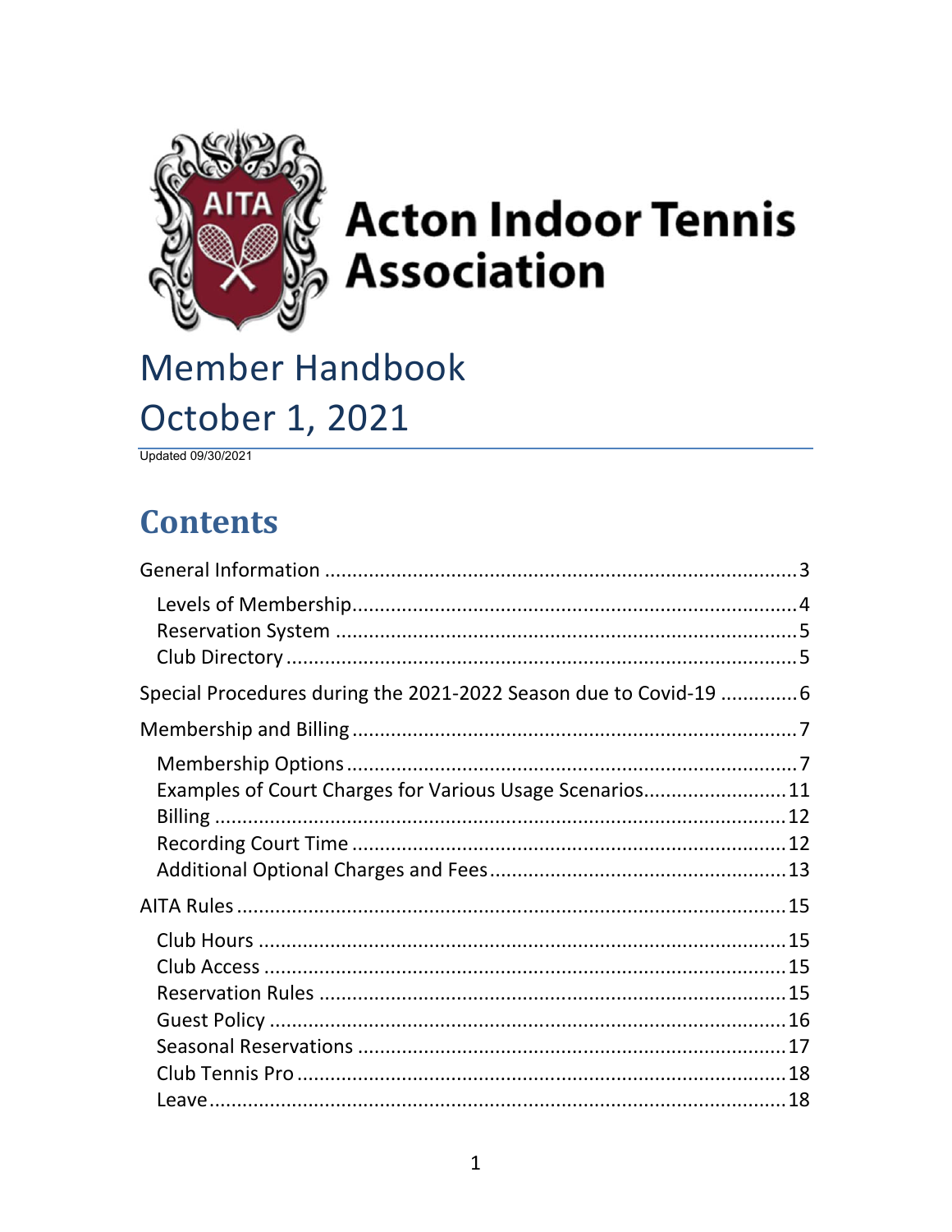# Acton Indoor Tennis Association

## Member Handbook
## October 1, 2021

Updated 09/30/2021

# Contents

General Information .................................................................................... 3

- Levels of Membership ............................................................................... 4
- Reservation System .................................................................................. 5
- Club Directory .......................................................................................... 5

Special Procedures during the 2021-2022 Season due to Covid-19 ............. 6

Membership and Billing ............................................................................... 7

- Membership Options ................................................................................ 7
- Examples of Court Charges for Various Usage Scenarios ......................... 11
- Billing ..................................................................................................... 12
- Recording Court Time ............................................................................. 12
- Additional Optional Charges and Fees ..................................................... 13

AITA Rules ................................................................................................. 15

- Club Hours .............................................................................................. 15
- Club Access ............................................................................................. 15
- Reservation Rules ................................................................................... 15
- Guest Policy ............................................................................................ 16
- Seasonal Reservations ............................................................................. 17
- Club Tennis Pro ....................................................................................... 18
- Leave ...................................................................................................... 18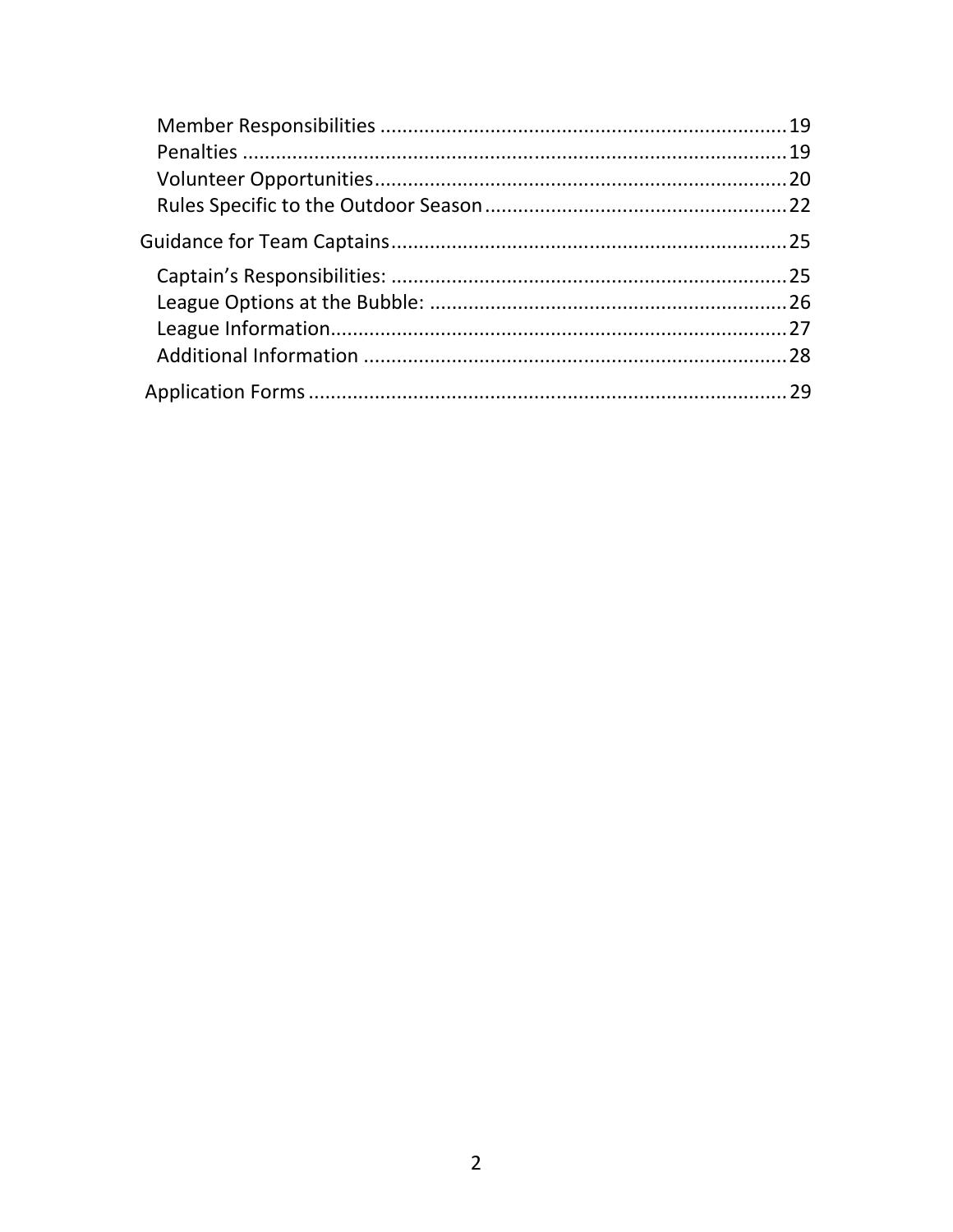Member Responsibilities ........................................................................ 19
Penalties ................................................................................................ 19
Volunteer Opportunities ......................................................................... 20
Rules Specific to the Outdoor Season ...................................................... 22

Guidance for Team Captains ..................................................................... 25

Captain's Responsibilities: ....................................................................... 25
League Options at the Bubble: ................................................................ 26
League Information .................................................................................. 27
Additional Information ............................................................................ 28

Application Forms ..................................................................................... 29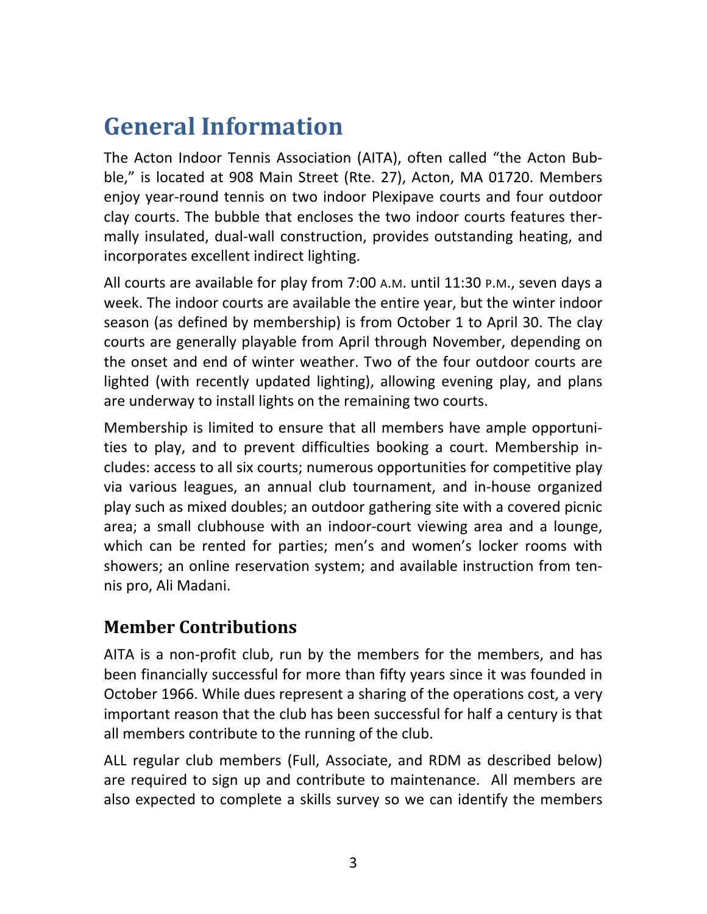# General Information

The Acton Indoor Tennis Association (AITA), often called "the Acton Bubble," is located at 908 Main Street (Rte. 27), Acton, MA 01720. Members enjoy year-round tennis on two indoor Plexipave courts and four outdoor clay courts. The bubble that encloses the two indoor courts features thermally insulated, dual-wall construction, provides outstanding heating, and incorporates excellent indirect lighting.

All courts are available for play from 7:00 A.M. until 11:30 P.M., seven days a week. The indoor courts are available the entire year, but the winter indoor season (as defined by membership) is from October 1 to April 30. The clay courts are generally playable from April through November, depending on the onset and end of winter weather. Two of the four outdoor courts are lighted (with recently updated lighting), allowing evening play, and plans are underway to install lights on the remaining two courts.

Membership is limited to ensure that all members have ample opportunities to play, and to prevent difficulties booking a court. Membership includes: access to all six courts; numerous opportunities for competitive play via various leagues, an annual club tournament, and in-house organized play such as mixed doubles; an outdoor gathering site with a covered picnic area; a small clubhouse with an indoor-court viewing area and a lounge, which can be rented for parties; men's and women's locker rooms with showers; an online reservation system; and available instruction from tennis pro, Ali Madani.

## Member Contributions

AITA is a non-profit club, run by the members for the members, and has been financially successful for more than fifty years since it was founded in October 1966. While dues represent a sharing of the operations cost, a very important reason that the club has been successful for half a century is that all members contribute to the running of the club.

ALL regular club members (Full, Associate, and RDM as described below) are required to sign up and contribute to maintenance. All members are also expected to complete a skills survey so we can identify the members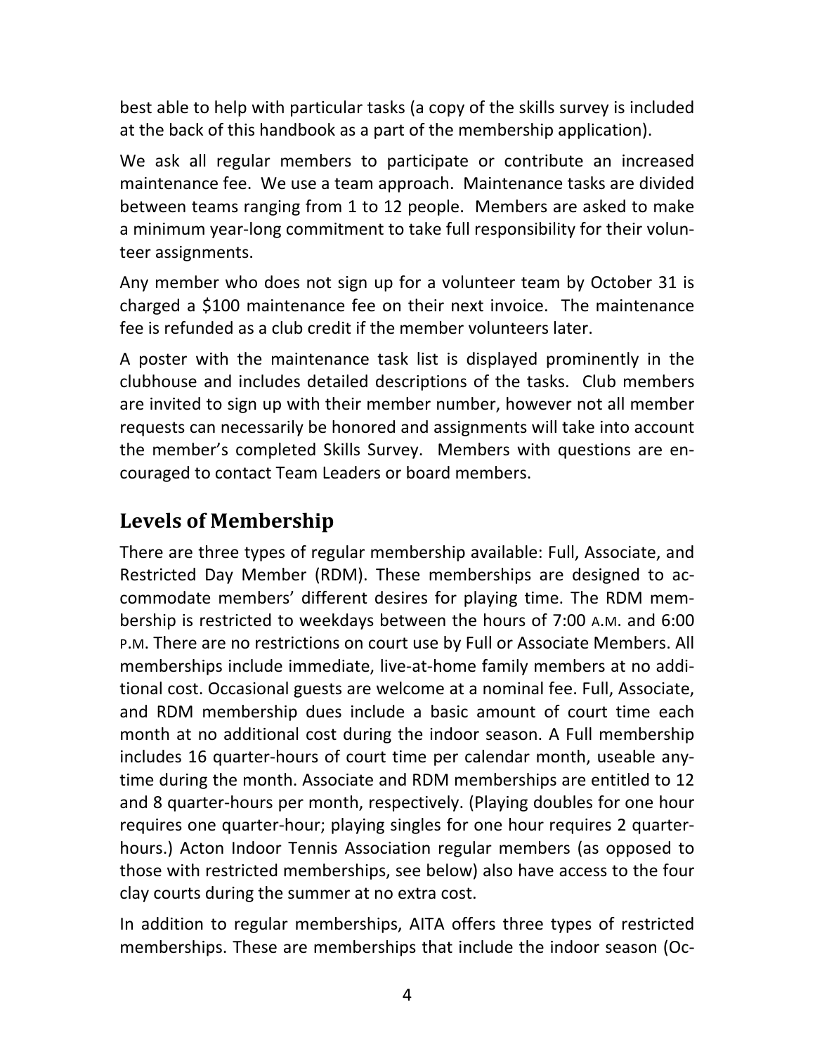best able to help with particular tasks (a copy of the skills survey is included at the back of this handbook as a part of the membership application).

We ask all regular members to participate or contribute an increased maintenance fee. We use a team approach. Maintenance tasks are divided between teams ranging from 1 to 12 people. Members are asked to make a minimum year-long commitment to take full responsibility for their volunteer assignments.

Any member who does not sign up for a volunteer team by October 31 is charged a $100 maintenance fee on their next invoice. The maintenance fee is refunded as a club credit if the member volunteers later.

A poster with the maintenance task list is displayed prominently in the clubhouse and includes detailed descriptions of the tasks. Club members are invited to sign up with their member number, however not all member requests can necessarily be honored and assignments will take into account the member's completed Skills Survey. Members with questions are encouraged to contact Team Leaders or board members.

## Levels of Membership

There are three types of regular membership available: Full, Associate, and Restricted Day Member (RDM). These memberships are designed to accommodate members' different desires for playing time. The RDM membership is restricted to weekdays between the hours of 7:00 A.M. and 6:00 P.M. There are no restrictions on court use by Full or Associate Members. All memberships include immediate, live-at-home family members at no additional cost. Occasional guests are welcome at a nominal fee. Full, Associate, and RDM membership dues include a basic amount of court time each month at no additional cost during the indoor season. A Full membership includes 16 quarter-hours of court time per calendar month, useable anytime during the month. Associate and RDM memberships are entitled to 12 and 8 quarter-hours per month, respectively. (Playing doubles for one hour requires one quarter-hour; playing singles for one hour requires 2 quarter-hours.) Acton Indoor Tennis Association regular members (as opposed to those with restricted memberships, see below) also have access to the four clay courts during the summer at no extra cost.

In addition to regular memberships, AITA offers three types of restricted memberships. These are memberships that include the indoor season (Oc-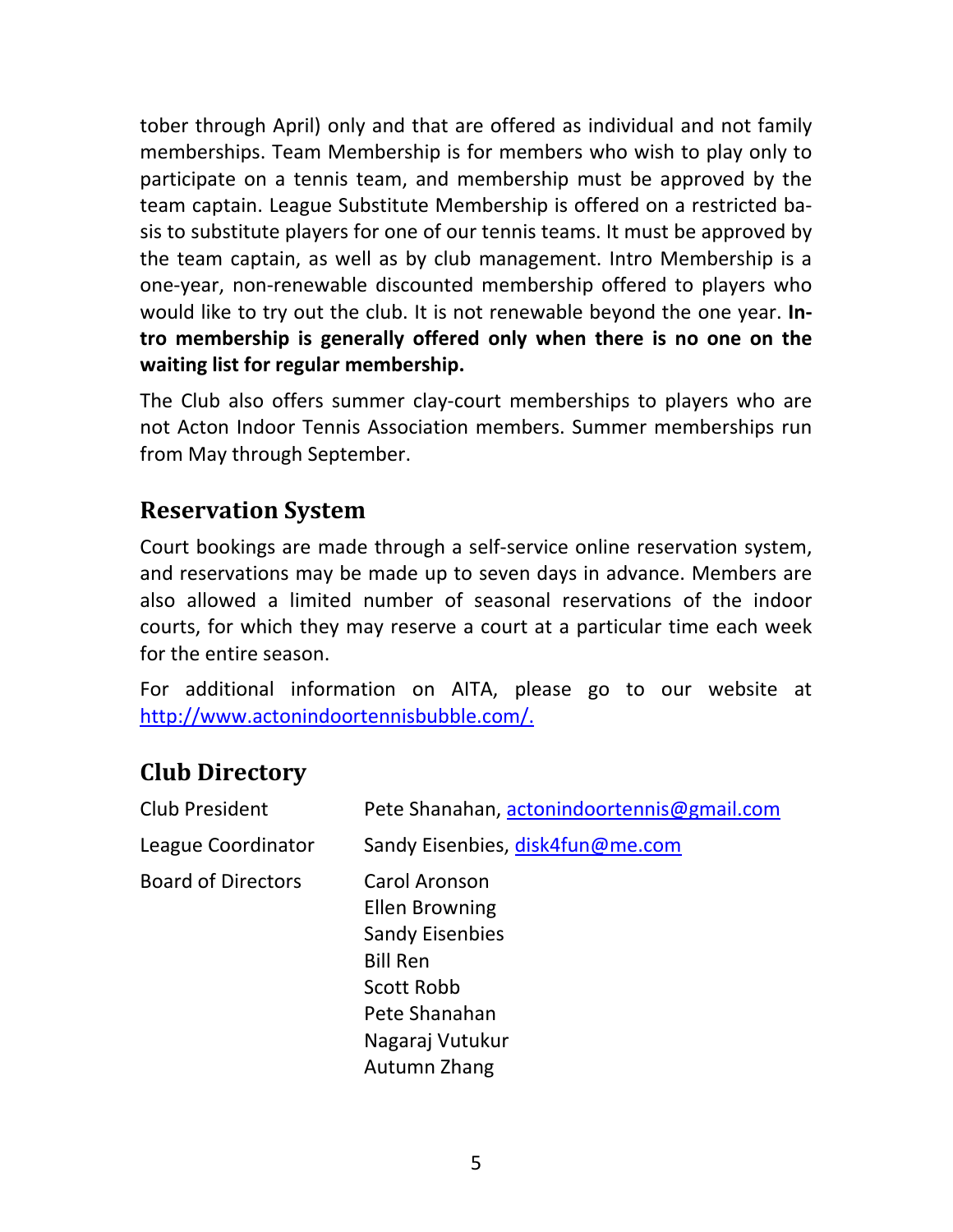tober through April) only and that are offered as individual and not family memberships. Team Membership is for members who wish to play only to participate on a tennis team, and membership must be approved by the team captain. League Substitute Membership is offered on a restricted basis to substitute players for one of our tennis teams. It must be approved by the team captain, as well as by club management. Intro Membership is a one-year, non-renewable discounted membership offered to players who would like to try out the club. It is not renewable beyond the one year. **Intro membership is generally offered only when there is no one on the waiting list for regular membership.**

The Club also offers summer clay-court memberships to players who are not Acton Indoor Tennis Association members. Summer memberships run from May through September.

## Reservation System

Court bookings are made through a self-service online reservation system, and reservations may be made up to seven days in advance. Members are also allowed a limited number of seasonal reservations of the indoor courts, for which they may reserve a court at a particular time each week for the entire season.

For additional information on AITA, please go to our website at [http://www.actonindoortennisbubble.com/.](http://www.actonindoortennisbubble.com/)

## Club Directory

| | |
|---|---|
| Club President | Pete Shanahan, actonindoortennis@gmail.com |
| League Coordinator | Sandy Eisenbies, disk4fun@me.com |
| Board of Directors | Carol Aronson<br>Ellen Browning<br>Sandy Eisenbies<br>Bill Ren<br>Scott Robb<br>Pete Shanahan<br>Nagaraj Vutukur<br>Autumn Zhang |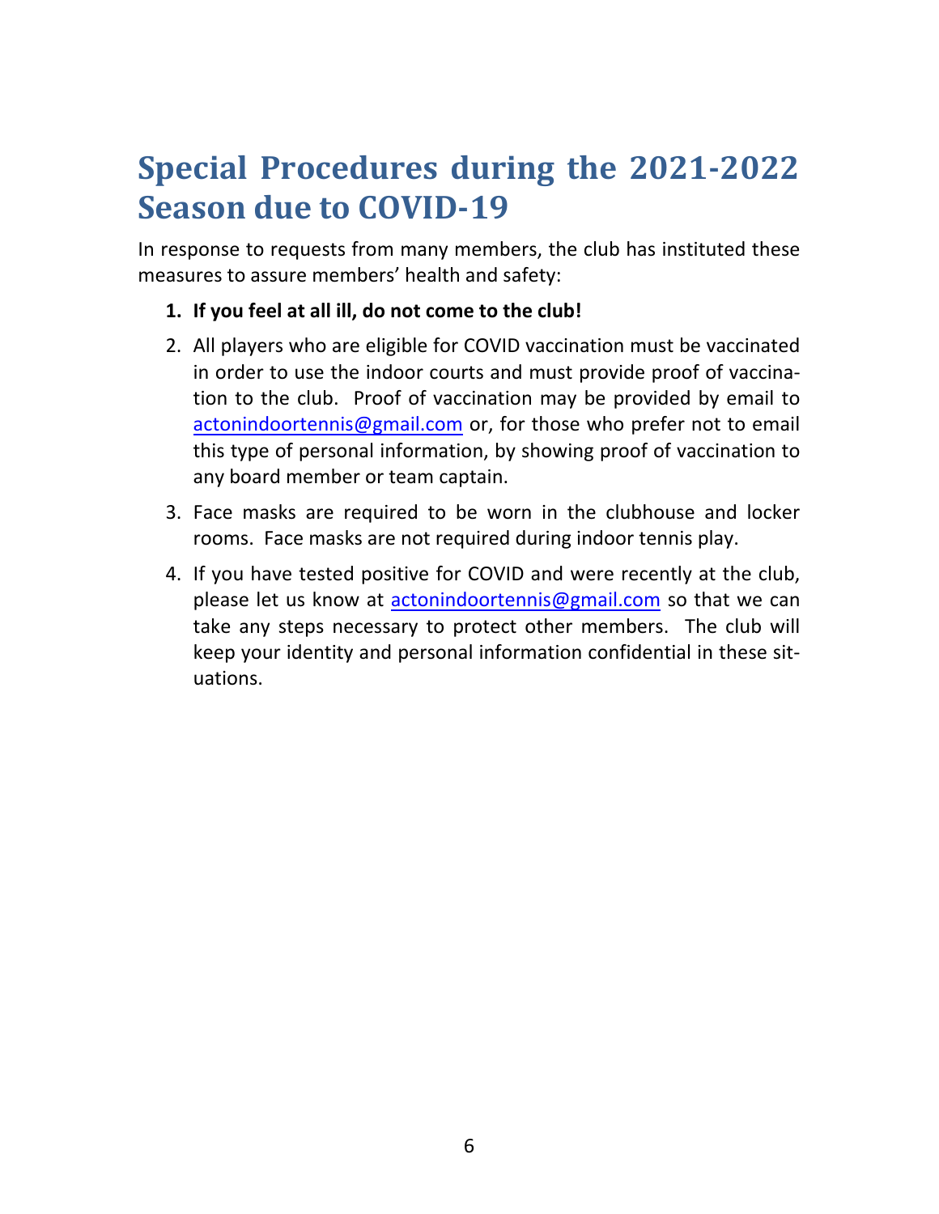# Special Procedures during the 2021-2022 Season due to COVID-19

In response to requests from many members, the club has instituted these measures to assure members' health and safety:

1. **If you feel at all ill, do not come to the club!**
2. All players who are eligible for COVID vaccination must be vaccinated in order to use the indoor courts and must provide proof of vaccination to the club. Proof of vaccination may be provided by email to actonindoortennis@gmail.com or, for those who prefer not to email this type of personal information, by showing proof of vaccination to any board member or team captain.
3. Face masks are required to be worn in the clubhouse and locker rooms. Face masks are not required during indoor tennis play.
4. If you have tested positive for COVID and were recently at the club, please let us know at actonindoortennis@gmail.com so that we can take any steps necessary to protect other members. The club will keep your identity and personal information confidential in these situations.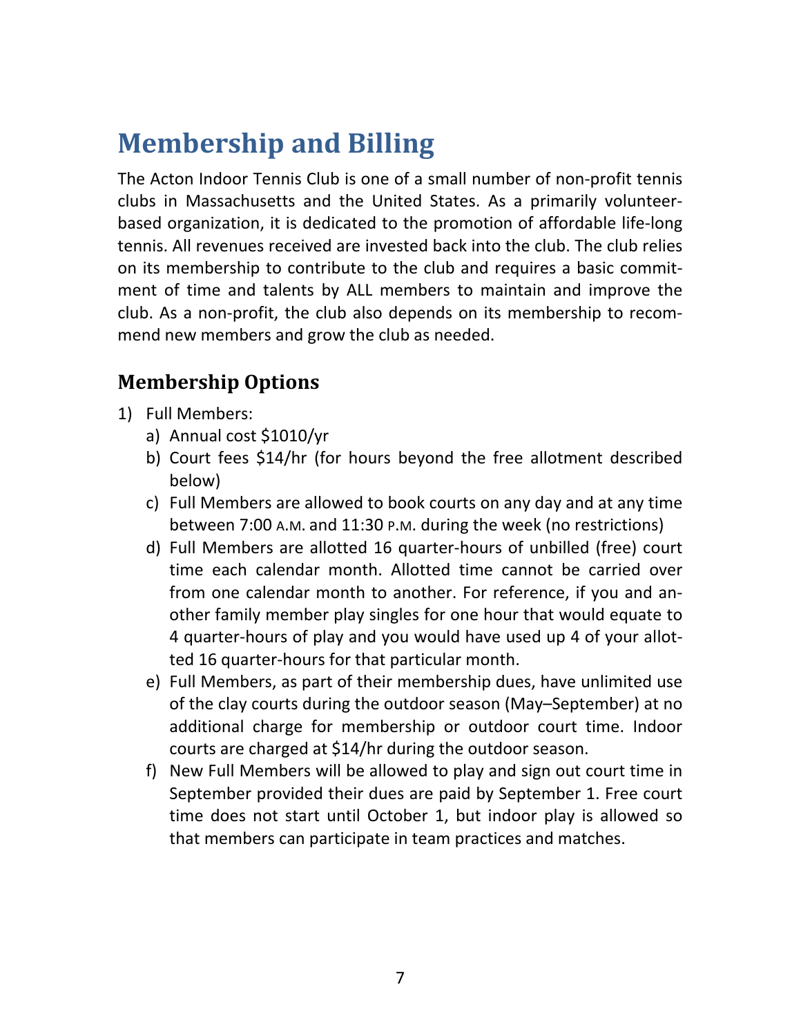# Membership and Billing

The Acton Indoor Tennis Club is one of a small number of non-profit tennis clubs in Massachusetts and the United States. As a primarily volunteer-based organization, it is dedicated to the promotion of affordable life-long tennis. All revenues received are invested back into the club. The club relies on its membership to contribute to the club and requires a basic commitment of time and talents by ALL members to maintain and improve the club. As a non-profit, the club also depends on its membership to recommend new members and grow the club as needed.

## Membership Options

1) Full Members:
   a) Annual cost $1010/yr
   b) Court fees $14/hr (for hours beyond the free allotment described below)
   c) Full Members are allowed to book courts on any day and at any time between 7:00 A.M. and 11:30 P.M. during the week (no restrictions)
   d) Full Members are allotted 16 quarter-hours of unbilled (free) court time each calendar month. Allotted time cannot be carried over from one calendar month to another. For reference, if you and another family member play singles for one hour that would equate to 4 quarter-hours of play and you would have used up 4 of your allotted 16 quarter-hours for that particular month.
   e) Full Members, as part of their membership dues, have unlimited use of the clay courts during the outdoor season (May–September) at no additional charge for membership or outdoor court time. Indoor courts are charged at $14/hr during the outdoor season.
   f) New Full Members will be allowed to play and sign out court time in September provided their dues are paid by September 1. Free court time does not start until October 1, but indoor play is allowed so that members can participate in team practices and matches.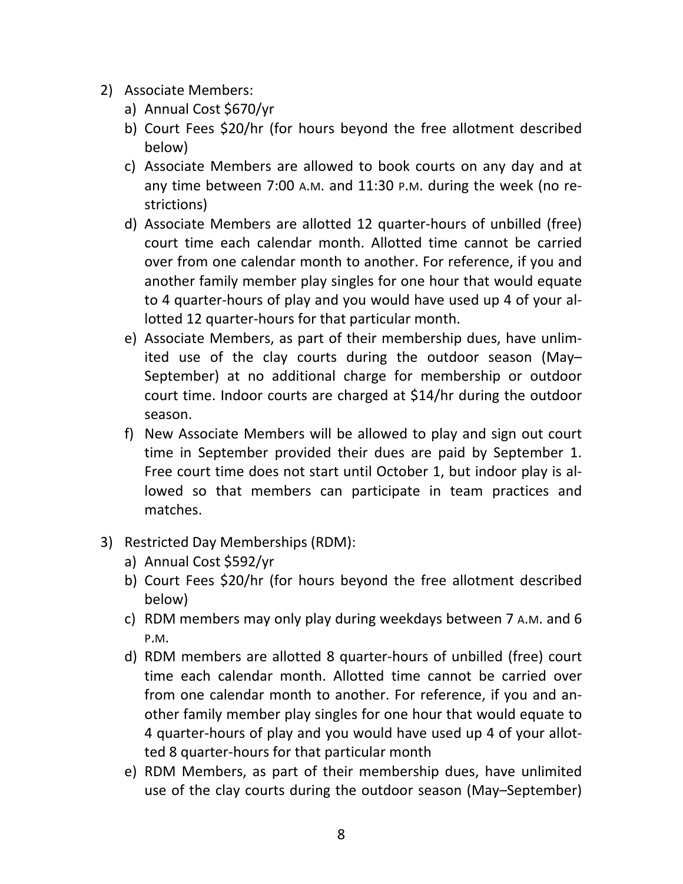2) Associate Members:
   a) Annual Cost $670/yr
   b) Court Fees $20/hr (for hours beyond the free allotment described below)
   c) Associate Members are allowed to book courts on any day and at any time between 7:00 A.M. and 11:30 P.M. during the week (no restrictions)
   d) Associate Members are allotted 12 quarter-hours of unbilled (free) court time each calendar month. Allotted time cannot be carried over from one calendar month to another. For reference, if you and another family member play singles for one hour that would equate to 4 quarter-hours of play and you would have used up 4 of your allotted 12 quarter-hours for that particular month.
   e) Associate Members, as part of their membership dues, have unlimited use of the clay courts during the outdoor season (May–September) at no additional charge for membership or outdoor court time. Indoor courts are charged at $14/hr during the outdoor season.
   f) New Associate Members will be allowed to play and sign out court time in September provided their dues are paid by September 1. Free court time does not start until October 1, but indoor play is allowed so that members can participate in team practices and matches.

3) Restricted Day Memberships (RDM):
   a) Annual Cost $592/yr
   b) Court Fees $20/hr (for hours beyond the free allotment described below)
   c) RDM members may only play during weekdays between 7 A.M. and 6 P.M.
   d) RDM members are allotted 8 quarter-hours of unbilled (free) court time each calendar month. Allotted time cannot be carried over from one calendar month to another. For reference, if you and another family member play singles for one hour that would equate to 4 quarter-hours of play and you would have used up 4 of your allotted 8 quarter-hours for that particular month
   e) RDM Members, as part of their membership dues, have unlimited use of the clay courts during the outdoor season (May–September)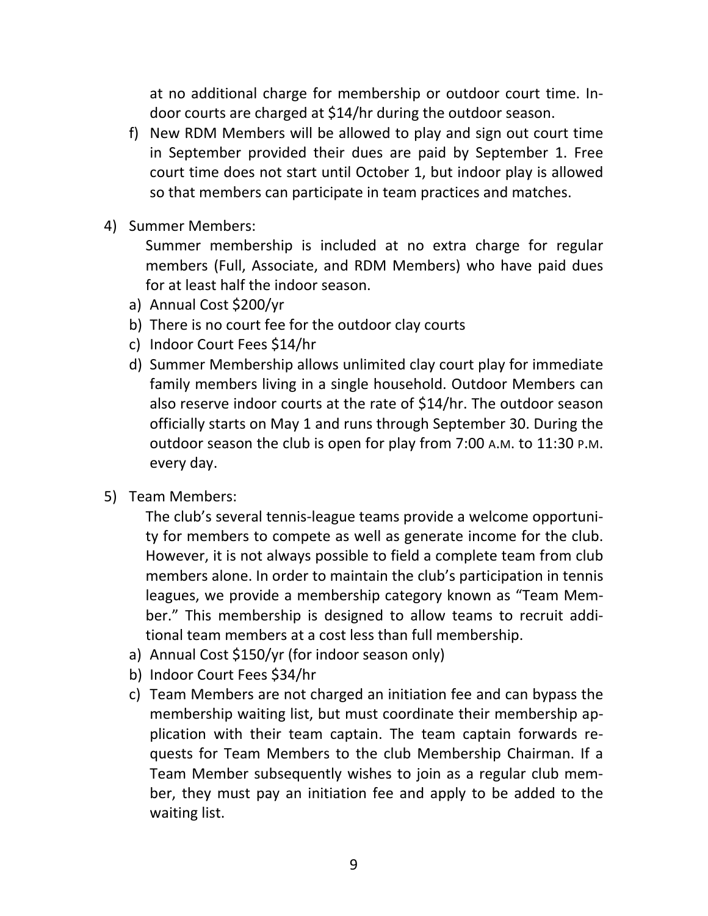at no additional charge for membership or outdoor court time. Indoor courts are charged at $14/hr during the outdoor season.

f) New RDM Members will be allowed to play and sign out court time in September provided their dues are paid by September 1. Free court time does not start until October 1, but indoor play is allowed so that members can participate in team practices and matches.

4) Summer Members:

Summer membership is included at no extra charge for regular members (Full, Associate, and RDM Members) who have paid dues for at least half the indoor season.

a) Annual Cost $200/yr
b) There is no court fee for the outdoor clay courts
c) Indoor Court Fees $14/hr
d) Summer Membership allows unlimited clay court play for immediate family members living in a single household. Outdoor Members can also reserve indoor courts at the rate of $14/hr. The outdoor season officially starts on May 1 and runs through September 30. During the outdoor season the club is open for play from 7:00 A.M. to 11:30 P.M. every day.

5) Team Members:

The club's several tennis-league teams provide a welcome opportunity for members to compete as well as generate income for the club. However, it is not always possible to field a complete team from club members alone. In order to maintain the club's participation in tennis leagues, we provide a membership category known as "Team Member." This membership is designed to allow teams to recruit additional team members at a cost less than full membership.

a) Annual Cost $150/yr (for indoor season only)
b) Indoor Court Fees $34/hr
c) Team Members are not charged an initiation fee and can bypass the membership waiting list, but must coordinate their membership application with their team captain. The team captain forwards requests for Team Members to the club Membership Chairman. If a Team Member subsequently wishes to join as a regular club member, they must pay an initiation fee and apply to be added to the waiting list.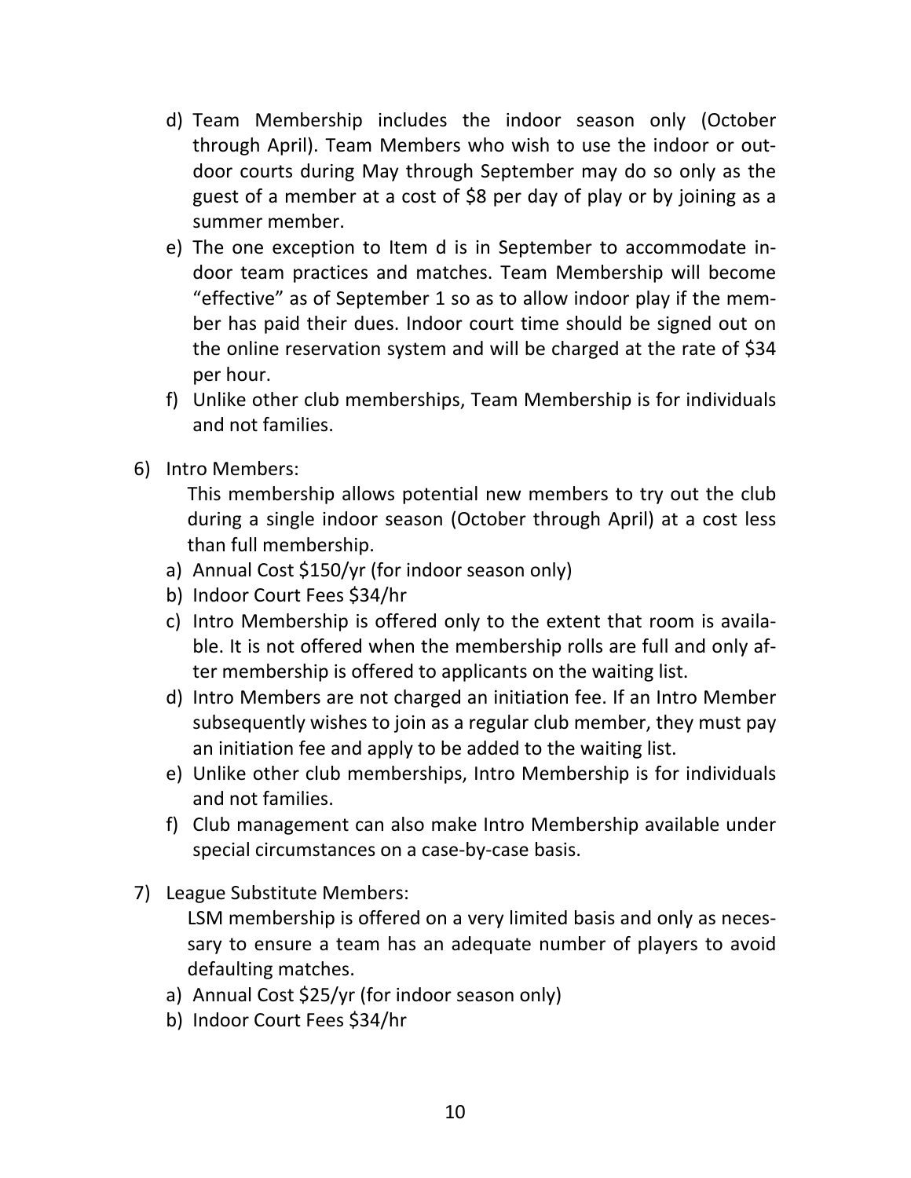d) Team Membership includes the indoor season only (October through April). Team Members who wish to use the indoor or outdoor courts during May through September may do so only as the guest of a member at a cost of $8 per day of play or by joining as a summer member.

e) The one exception to Item d is in September to accommodate indoor team practices and matches. Team Membership will become "effective" as of September 1 so as to allow indoor play if the member has paid their dues. Indoor court time should be signed out on the online reservation system and will be charged at the rate of $34 per hour.

f) Unlike other club memberships, Team Membership is for individuals and not families.

6) Intro Members:

   This membership allows potential new members to try out the club during a single indoor season (October through April) at a cost less than full membership.

   a) Annual Cost $150/yr (for indoor season only)
   b) Indoor Court Fees $34/hr
   c) Intro Membership is offered only to the extent that room is available. It is not offered when the membership rolls are full and only after membership is offered to applicants on the waiting list.
   d) Intro Members are not charged an initiation fee. If an Intro Member subsequently wishes to join as a regular club member, they must pay an initiation fee and apply to be added to the waiting list.
   e) Unlike other club memberships, Intro Membership is for individuals and not families.
   f) Club management can also make Intro Membership available under special circumstances on a case-by-case basis.

7) League Substitute Members:

   LSM membership is offered on a very limited basis and only as necessary to ensure a team has an adequate number of players to avoid defaulting matches.

   a) Annual Cost $25/yr (for indoor season only)
   b) Indoor Court Fees $34/hr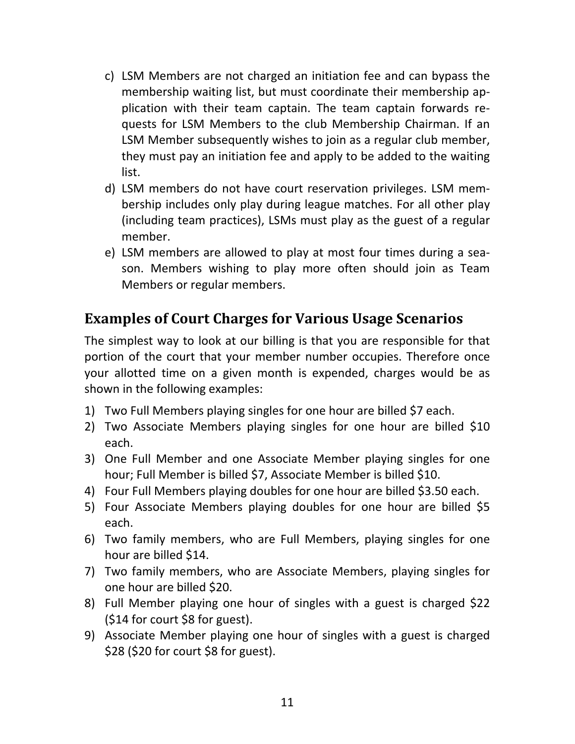c) LSM Members are not charged an initiation fee and can bypass the membership waiting list, but must coordinate their membership application with their team captain. The team captain forwards requests for LSM Members to the club Membership Chairman. If an LSM Member subsequently wishes to join as a regular club member, they must pay an initiation fee and apply to be added to the waiting list.
d) LSM members do not have court reservation privileges. LSM membership includes only play during league matches. For all other play (including team practices), LSMs must play as the guest of a regular member.
e) LSM members are allowed to play at most four times during a season. Members wishing to play more often should join as Team Members or regular members.

## Examples of Court Charges for Various Usage Scenarios

The simplest way to look at our billing is that you are responsible for that portion of the court that your member number occupies. Therefore once your allotted time on a given month is expended, charges would be as shown in the following examples:

1) Two Full Members playing singles for one hour are billed $7 each.
2) Two Associate Members playing singles for one hour are billed $10 each.
3) One Full Member and one Associate Member playing singles for one hour; Full Member is billed $7, Associate Member is billed $10.
4) Four Full Members playing doubles for one hour are billed $3.50 each.
5) Four Associate Members playing doubles for one hour are billed $5 each.
6) Two family members, who are Full Members, playing singles for one hour are billed $14.
7) Two family members, who are Associate Members, playing singles for one hour are billed $20.
8) Full Member playing one hour of singles with a guest is charged $22 ($14 for court $8 for guest).
9) Associate Member playing one hour of singles with a guest is charged $28 ($20 for court $8 for guest).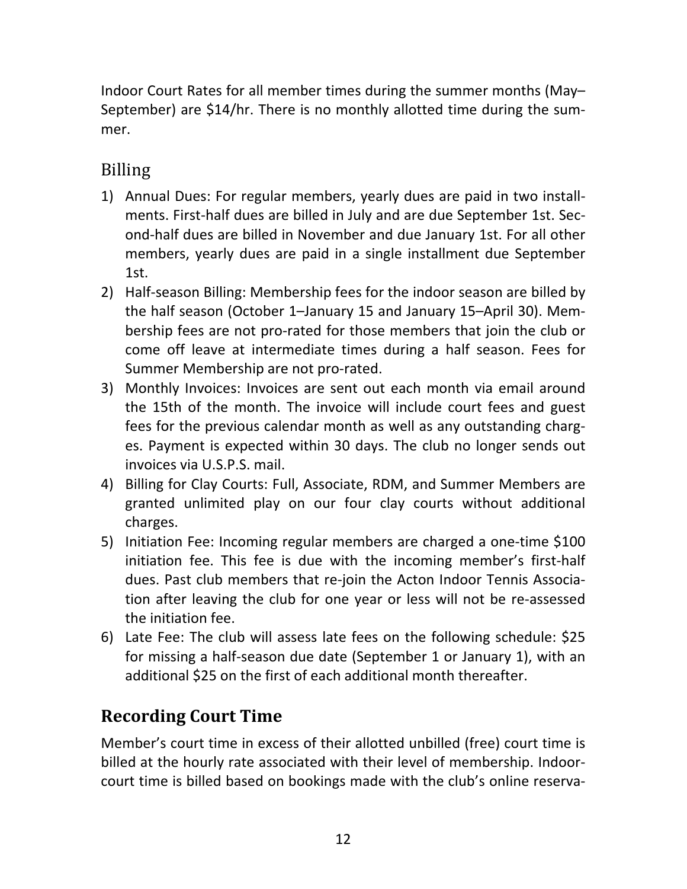Indoor Court Rates for all member times during the summer months (May–September) are $14/hr. There is no monthly allotted time during the summer.

## Billing

1) Annual Dues: For regular members, yearly dues are paid in two installments. First-half dues are billed in July and are due September 1st. Second-half dues are billed in November and due January 1st. For all other members, yearly dues are paid in a single installment due September 1st.
2) Half-season Billing: Membership fees for the indoor season are billed by the half season (October 1–January 15 and January 15–April 30). Membership fees are not pro-rated for those members that join the club or come off leave at intermediate times during a half season. Fees for Summer Membership are not pro-rated.
3) Monthly Invoices: Invoices are sent out each month via email around the 15th of the month. The invoice will include court fees and guest fees for the previous calendar month as well as any outstanding charges. Payment is expected within 30 days. The club no longer sends out invoices via U.S.P.S. mail.
4) Billing for Clay Courts: Full, Associate, RDM, and Summer Members are granted unlimited play on our four clay courts without additional charges.
5) Initiation Fee: Incoming regular members are charged a one-time $100 initiation fee. This fee is due with the incoming member's first-half dues. Past club members that re-join the Acton Indoor Tennis Association after leaving the club for one year or less will not be re-assessed the initiation fee.
6) Late Fee: The club will assess late fees on the following schedule: $25 for missing a half-season due date (September 1 or January 1), with an additional $25 on the first of each additional month thereafter.

## Recording Court Time

Member's court time in excess of their allotted unbilled (free) court time is billed at the hourly rate associated with their level of membership. Indoor-court time is billed based on bookings made with the club's online reserva-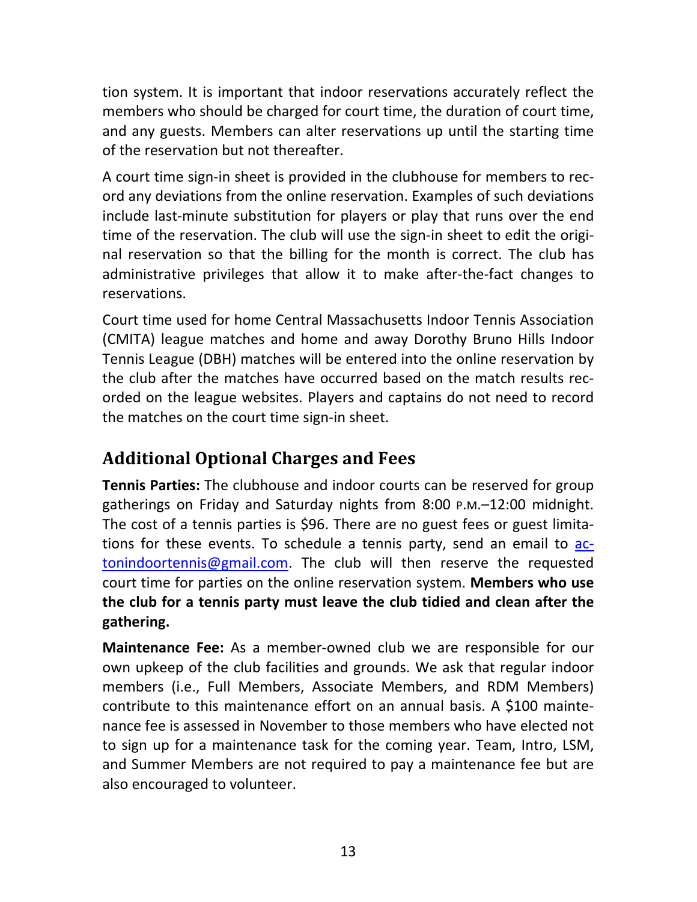tion system. It is important that indoor reservations accurately reflect the members who should be charged for court time, the duration of court time, and any guests. Members can alter reservations up until the starting time of the reservation but not thereafter.

A court time sign-in sheet is provided in the clubhouse for members to record any deviations from the online reservation. Examples of such deviations include last-minute substitution for players or play that runs over the end time of the reservation. The club will use the sign-in sheet to edit the original reservation so that the billing for the month is correct. The club has administrative privileges that allow it to make after-the-fact changes to reservations.

Court time used for home Central Massachusetts Indoor Tennis Association (CMITA) league matches and home and away Dorothy Bruno Hills Indoor Tennis League (DBH) matches will be entered into the online reservation by the club after the matches have occurred based on the match results recorded on the league websites. Players and captains do not need to record the matches on the court time sign-in sheet.

## Additional Optional Charges and Fees

**Tennis Parties:** The clubhouse and indoor courts can be reserved for group gatherings on Friday and Saturday nights from 8:00 P.M.–12:00 midnight. The cost of a tennis parties is $96. There are no guest fees or guest limitations for these events. To schedule a tennis party, send an email to actonindoortennis@gmail.com. The club will then reserve the requested court time for parties on the online reservation system. **Members who use the club for a tennis party must leave the club tidied and clean after the gathering.**

**Maintenance Fee:** As a member-owned club we are responsible for our own upkeep of the club facilities and grounds. We ask that regular indoor members (i.e., Full Members, Associate Members, and RDM Members) contribute to this maintenance effort on an annual basis. A $100 maintenance fee is assessed in November to those members who have elected not to sign up for a maintenance task for the coming year. Team, Intro, LSM, and Summer Members are not required to pay a maintenance fee but are also encouraged to volunteer.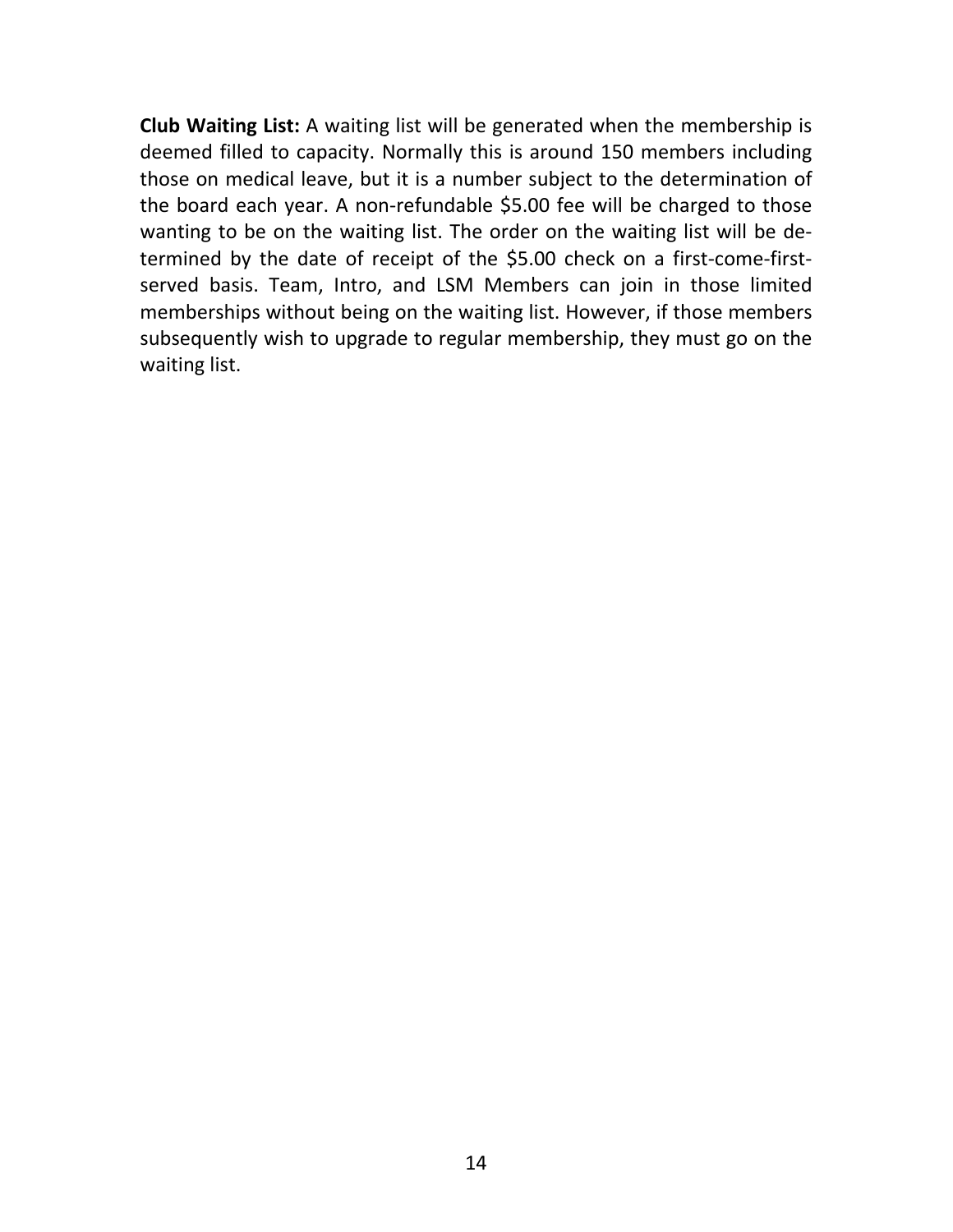**Club Waiting List:** A waiting list will be generated when the membership is deemed filled to capacity. Normally this is around 150 members including those on medical leave, but it is a number subject to the determination of the board each year. A non-refundable $5.00 fee will be charged to those wanting to be on the waiting list. The order on the waiting list will be determined by the date of receipt of the $5.00 check on a first-come-first-served basis. Team, Intro, and LSM Members can join in those limited memberships without being on the waiting list. However, if those members subsequently wish to upgrade to regular membership, they must go on the waiting list.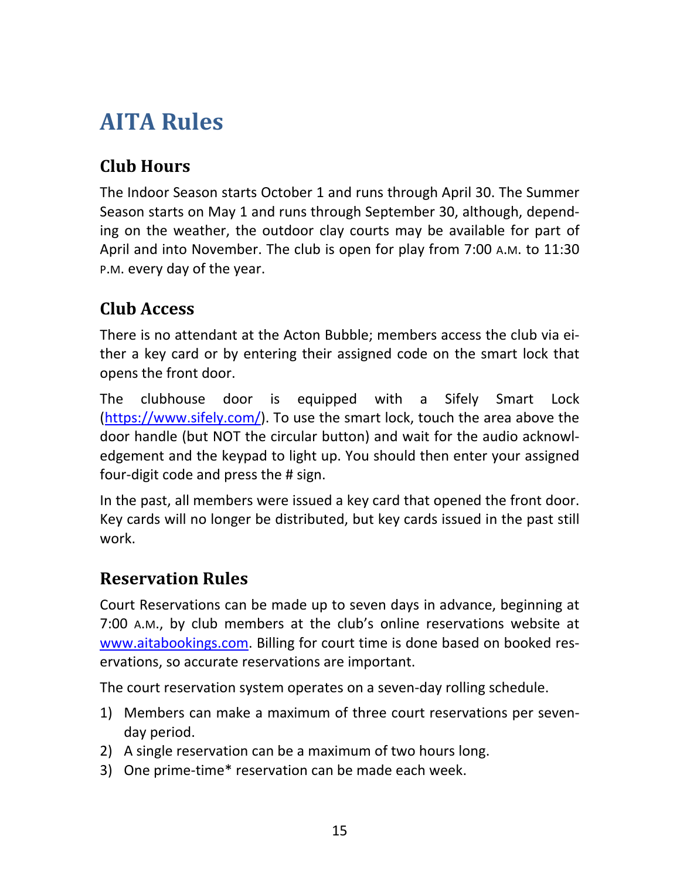# AITA Rules

## Club Hours

The Indoor Season starts October 1 and runs through April 30. The Summer Season starts on May 1 and runs through September 30, although, depending on the weather, the outdoor clay courts may be available for part of April and into November. The club is open for play from 7:00 A.M. to 11:30 P.M. every day of the year.

## Club Access

There is no attendant at the Acton Bubble; members access the club via either a key card or by entering their assigned code on the smart lock that opens the front door.

The clubhouse door is equipped with a Sifely Smart Lock (https://www.sifely.com/). To use the smart lock, touch the area above the door handle (but NOT the circular button) and wait for the audio acknowledgement and the keypad to light up. You should then enter your assigned four-digit code and press the # sign.

In the past, all members were issued a key card that opened the front door. Key cards will no longer be distributed, but key cards issued in the past still work.

## Reservation Rules

Court Reservations can be made up to seven days in advance, beginning at 7:00 A.M., by club members at the club's online reservations website at www.aitabookings.com. Billing for court time is done based on booked reservations, so accurate reservations are important.

The court reservation system operates on a seven-day rolling schedule.

1) Members can make a maximum of three court reservations per seven-day period.
2) A single reservation can be a maximum of two hours long.
3) One prime-time* reservation can be made each week.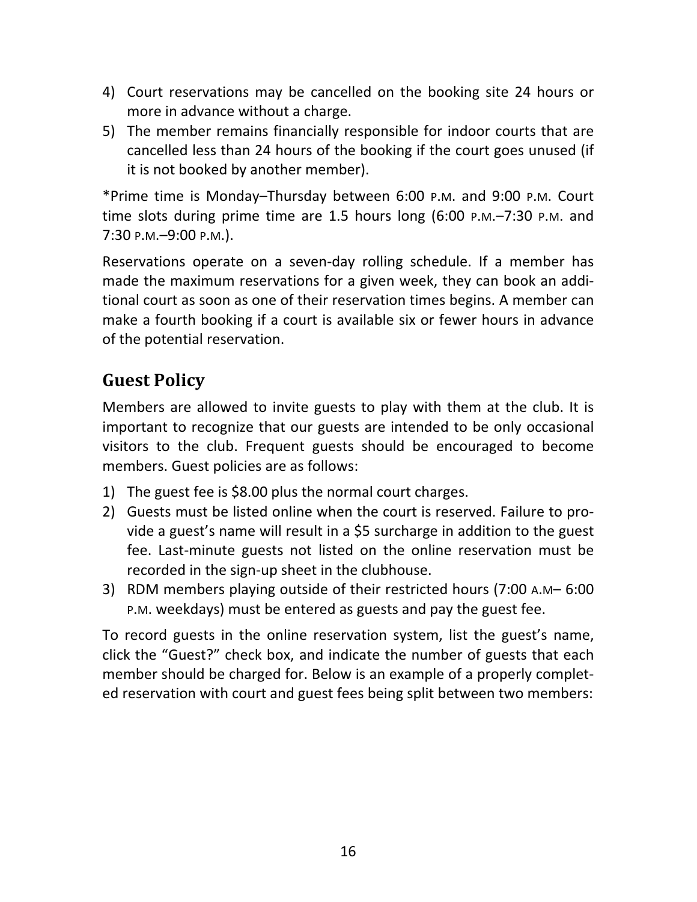4) Court reservations may be cancelled on the booking site 24 hours or more in advance without a charge.
5) The member remains financially responsible for indoor courts that are cancelled less than 24 hours of the booking if the court goes unused (if it is not booked by another member).

*Prime time is Monday–Thursday between 6:00 P.M. and 9:00 P.M. Court time slots during prime time are 1.5 hours long (6:00 P.M.–7:30 P.M. and 7:30 P.M.–9:00 P.M.).

Reservations operate on a seven-day rolling schedule. If a member has made the maximum reservations for a given week, they can book an additional court as soon as one of their reservation times begins. A member can make a fourth booking if a court is available six or fewer hours in advance of the potential reservation.

## Guest Policy

Members are allowed to invite guests to play with them at the club. It is important to recognize that our guests are intended to be only occasional visitors to the club. Frequent guests should be encouraged to become members. Guest policies are as follows:

1) The guest fee is $8.00 plus the normal court charges.
2) Guests must be listed online when the court is reserved. Failure to provide a guest's name will result in a $5 surcharge in addition to the guest fee. Last-minute guests not listed on the online reservation must be recorded in the sign-up sheet in the clubhouse.
3) RDM members playing outside of their restricted hours (7:00 A.M– 6:00 P.M. weekdays) must be entered as guests and pay the guest fee.

To record guests in the online reservation system, list the guest's name, click the "Guest?" check box, and indicate the number of guests that each member should be charged for. Below is an example of a properly completed reservation with court and guest fees being split between two members: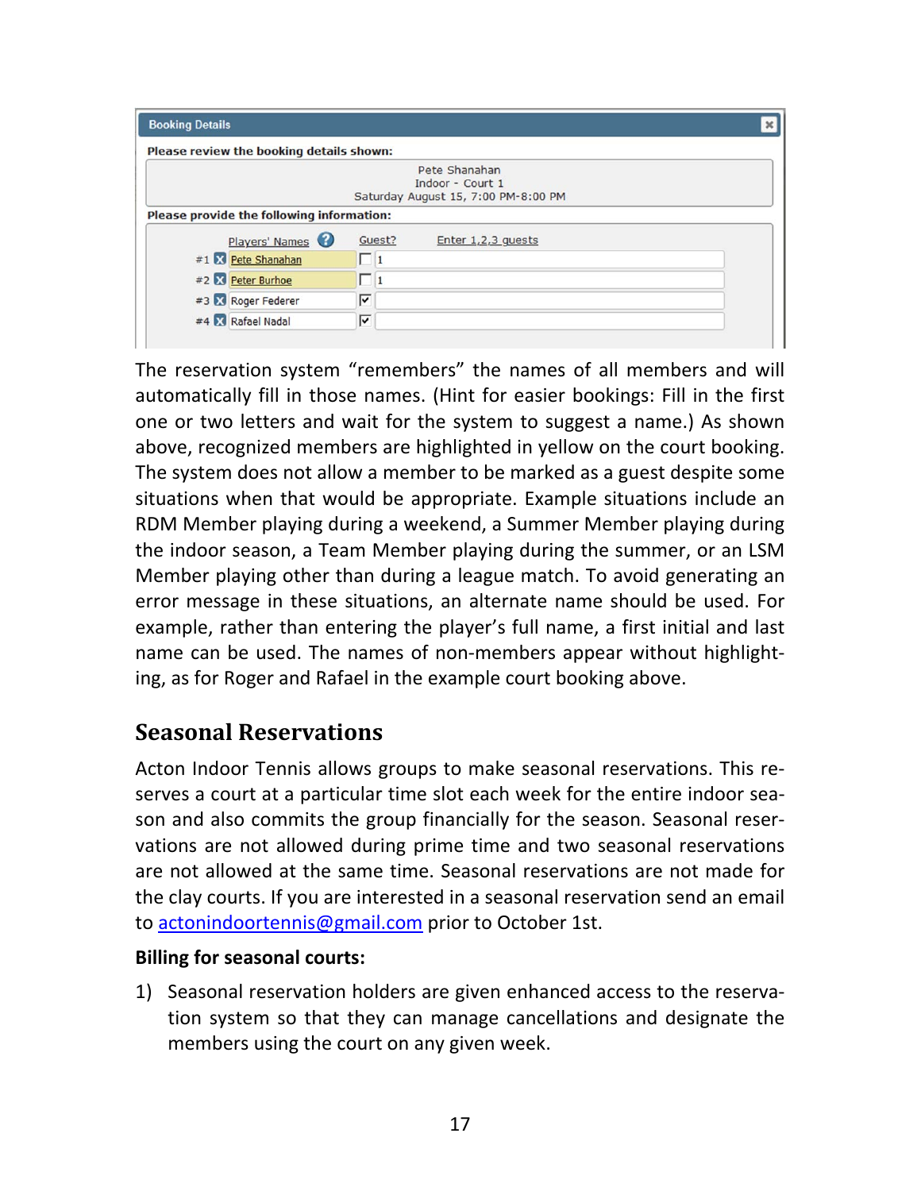**Booking Details**

**Please review the booking details shown:**

Pete Shanahan
Indoor - Court 1
Saturday August 15, 7:00 PM-8:00 PM

**Please provide the following information:**

| | Players' Names | Guest? | Enter 1,2,3 guests |
|---|---|---|---|
| #1 | Pete Shanahan | ☐ | 1 |
| #2 | Peter Burhoe | ☐ | 1 |
| #3 | Roger Federer | ☑ | |
| #4 | Rafael Nadal | ☑ | |

The reservation system "remembers" the names of all members and will automatically fill in those names. (Hint for easier bookings: Fill in the first one or two letters and wait for the system to suggest a name.) As shown above, recognized members are highlighted in yellow on the court booking. The system does not allow a member to be marked as a guest despite some situations when that would be appropriate. Example situations include an RDM Member playing during a weekend, a Summer Member playing during the indoor season, a Team Member playing during the summer, or an LSM Member playing other than during a league match. To avoid generating an error message in these situations, an alternate name should be used. For example, rather than entering the player's full name, a first initial and last name can be used. The names of non-members appear without highlighting, as for Roger and Rafael in the example court booking above.

## Seasonal Reservations

Acton Indoor Tennis allows groups to make seasonal reservations. This reserves a court at a particular time slot each week for the entire indoor season and also commits the group financially for the season. Seasonal reservations are not allowed during prime time and two seasonal reservations are not allowed at the same time. Seasonal reservations are not made for the clay courts. If you are interested in a seasonal reservation send an email to actonindoortennis@gmail.com prior to October 1st.

**Billing for seasonal courts:**

1) Seasonal reservation holders are given enhanced access to the reservation system so that they can manage cancellations and designate the members using the court on any given week.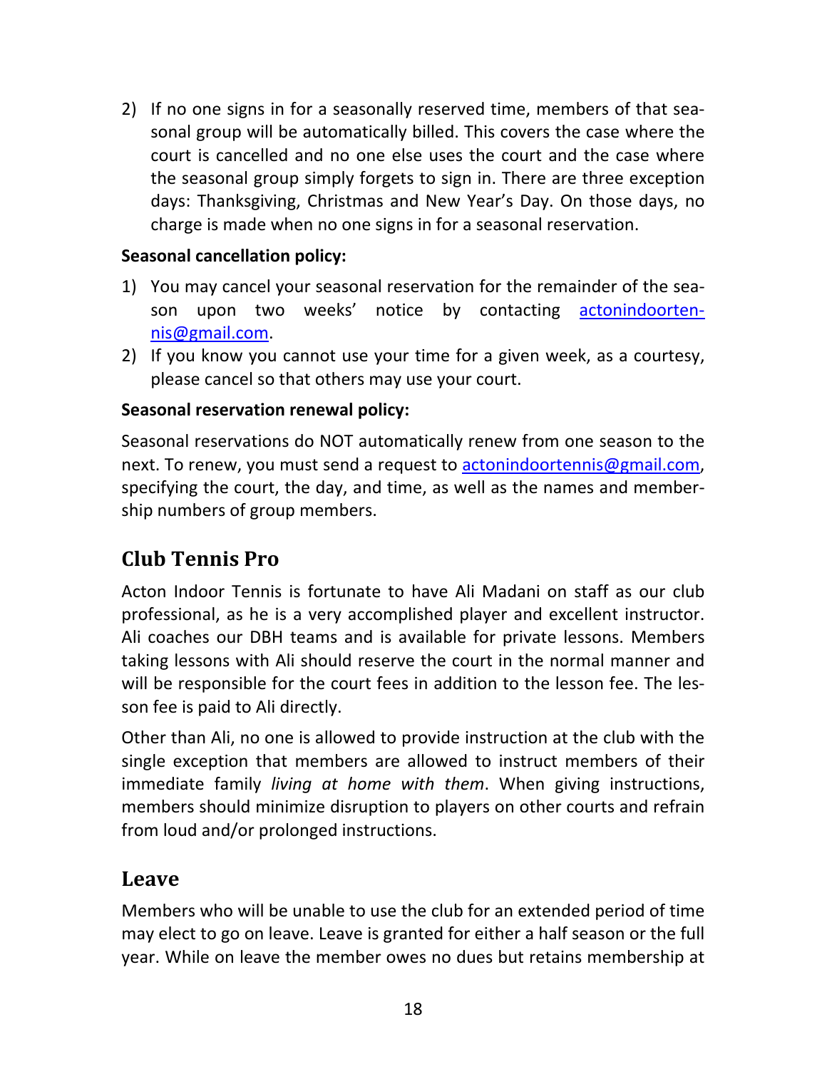2) If no one signs in for a seasonally reserved time, members of that seasonal group will be automatically billed. This covers the case where the court is cancelled and no one else uses the court and the case where the seasonal group simply forgets to sign in. There are three exception days: Thanksgiving, Christmas and New Year's Day. On those days, no charge is made when no one signs in for a seasonal reservation.

**Seasonal cancellation policy:**

1) You may cancel your seasonal reservation for the remainder of the season upon two weeks' notice by contacting actonindoortennis@gmail.com.
2) If you know you cannot use your time for a given week, as a courtesy, please cancel so that others may use your court.

**Seasonal reservation renewal policy:**

Seasonal reservations do NOT automatically renew from one season to the next. To renew, you must send a request to actonindoortennis@gmail.com, specifying the court, the day, and time, as well as the names and membership numbers of group members.

## Club Tennis Pro

Acton Indoor Tennis is fortunate to have Ali Madani on staff as our club professional, as he is a very accomplished player and excellent instructor. Ali coaches our DBH teams and is available for private lessons. Members taking lessons with Ali should reserve the court in the normal manner and will be responsible for the court fees in addition to the lesson fee. The lesson fee is paid to Ali directly.

Other than Ali, no one is allowed to provide instruction at the club with the single exception that members are allowed to instruct members of their immediate family *living at home with them*. When giving instructions, members should minimize disruption to players on other courts and refrain from loud and/or prolonged instructions.

## Leave

Members who will be unable to use the club for an extended period of time may elect to go on leave. Leave is granted for either a half season or the full year. While on leave the member owes no dues but retains membership at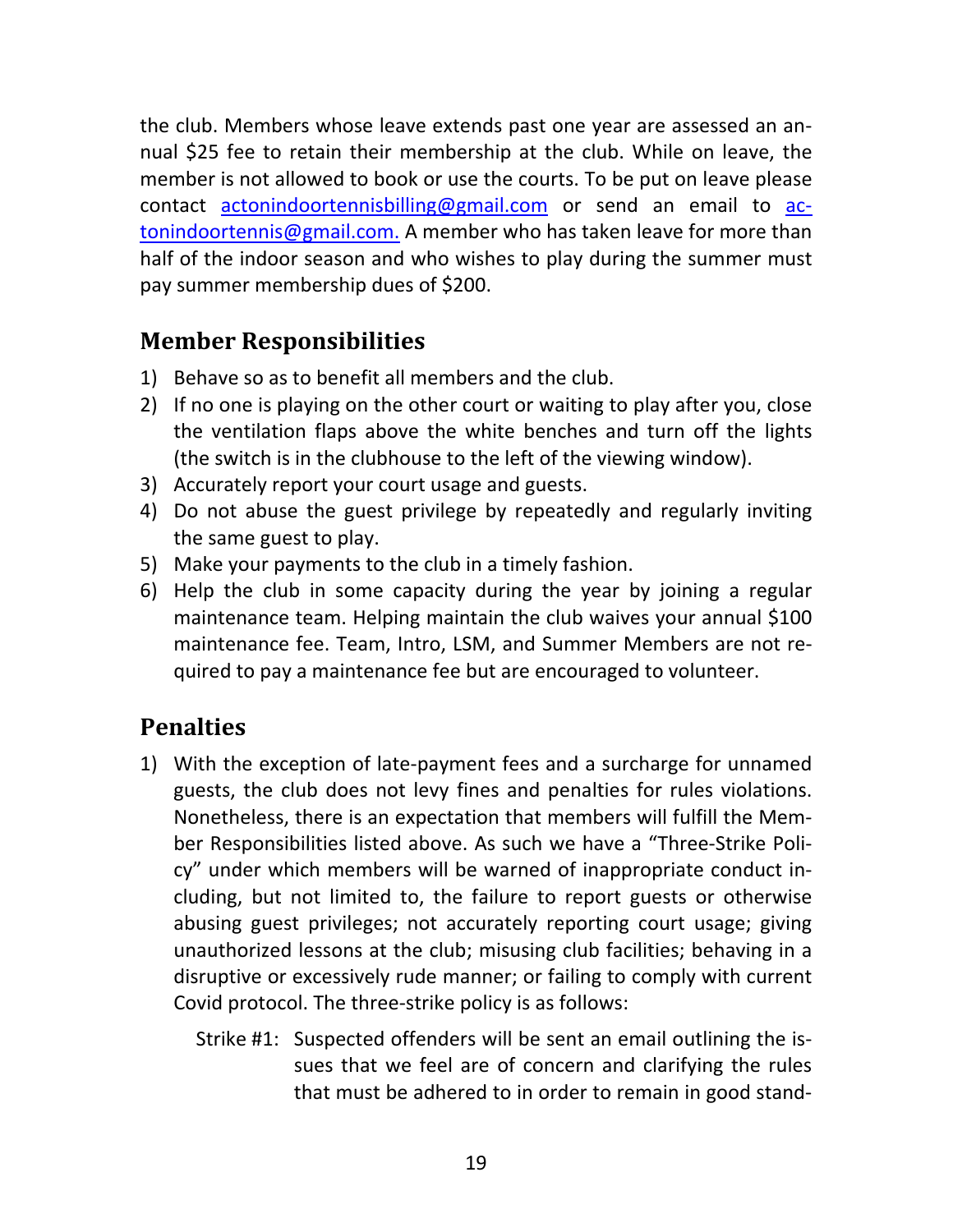the club. Members whose leave extends past one year are assessed an annual $25 fee to retain their membership at the club. While on leave, the member is not allowed to book or use the courts. To be put on leave please contact actonindoortennisbilling@gmail.com or send an email to actonindoortennis@gmail.com. A member who has taken leave for more than half of the indoor season and who wishes to play during the summer must pay summer membership dues of $200.

## Member Responsibilities

1) Behave so as to benefit all members and the club.
2) If no one is playing on the other court or waiting to play after you, close the ventilation flaps above the white benches and turn off the lights (the switch is in the clubhouse to the left of the viewing window).
3) Accurately report your court usage and guests.
4) Do not abuse the guest privilege by repeatedly and regularly inviting the same guest to play.
5) Make your payments to the club in a timely fashion.
6) Help the club in some capacity during the year by joining a regular maintenance team. Helping maintain the club waives your annual $100 maintenance fee. Team, Intro, LSM, and Summer Members are not required to pay a maintenance fee but are encouraged to volunteer.

## Penalties

1) With the exception of late-payment fees and a surcharge for unnamed guests, the club does not levy fines and penalties for rules violations. Nonetheless, there is an expectation that members will fulfill the Member Responsibilities listed above. As such we have a "Three-Strike Policy" under which members will be warned of inappropriate conduct including, but not limited to, the failure to report guests or otherwise abusing guest privileges; not accurately reporting court usage; giving unauthorized lessons at the club; misusing club facilities; behaving in a disruptive or excessively rude manner; or failing to comply with current Covid protocol. The three-strike policy is as follows:

   Strike #1: Suspected offenders will be sent an email outlining the issues that we feel are of concern and clarifying the rules that must be adhered to in order to remain in good stand-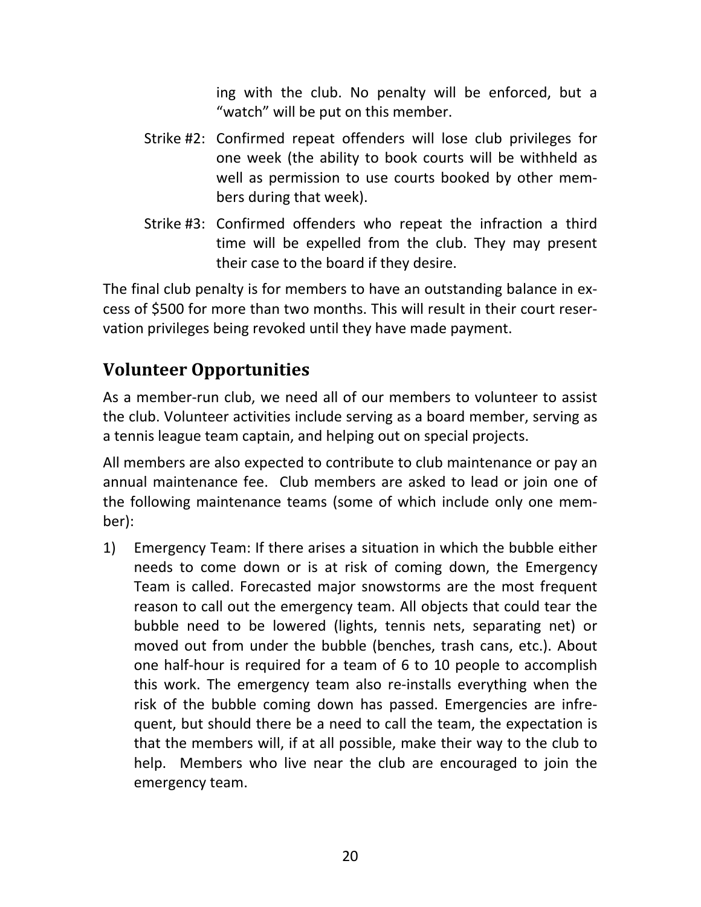ing with the club. No penalty will be enforced, but a "watch" will be put on this member.

Strike #2: Confirmed repeat offenders will lose club privileges for one week (the ability to book courts will be withheld as well as permission to use courts booked by other members during that week).

Strike #3: Confirmed offenders who repeat the infraction a third time will be expelled from the club. They may present their case to the board if they desire.

The final club penalty is for members to have an outstanding balance in excess of $500 for more than two months. This will result in their court reservation privileges being revoked until they have made payment.

## Volunteer Opportunities

As a member-run club, we need all of our members to volunteer to assist the club. Volunteer activities include serving as a board member, serving as a tennis league team captain, and helping out on special projects.

All members are also expected to contribute to club maintenance or pay an annual maintenance fee. Club members are asked to lead or join one of the following maintenance teams (some of which include only one member):

1) Emergency Team: If there arises a situation in which the bubble either needs to come down or is at risk of coming down, the Emergency Team is called. Forecasted major snowstorms are the most frequent reason to call out the emergency team. All objects that could tear the bubble need to be lowered (lights, tennis nets, separating net) or moved out from under the bubble (benches, trash cans, etc.). About one half-hour is required for a team of 6 to 10 people to accomplish this work. The emergency team also re-installs everything when the risk of the bubble coming down has passed. Emergencies are infrequent, but should there be a need to call the team, the expectation is that the members will, if at all possible, make their way to the club to help. Members who live near the club are encouraged to join the emergency team.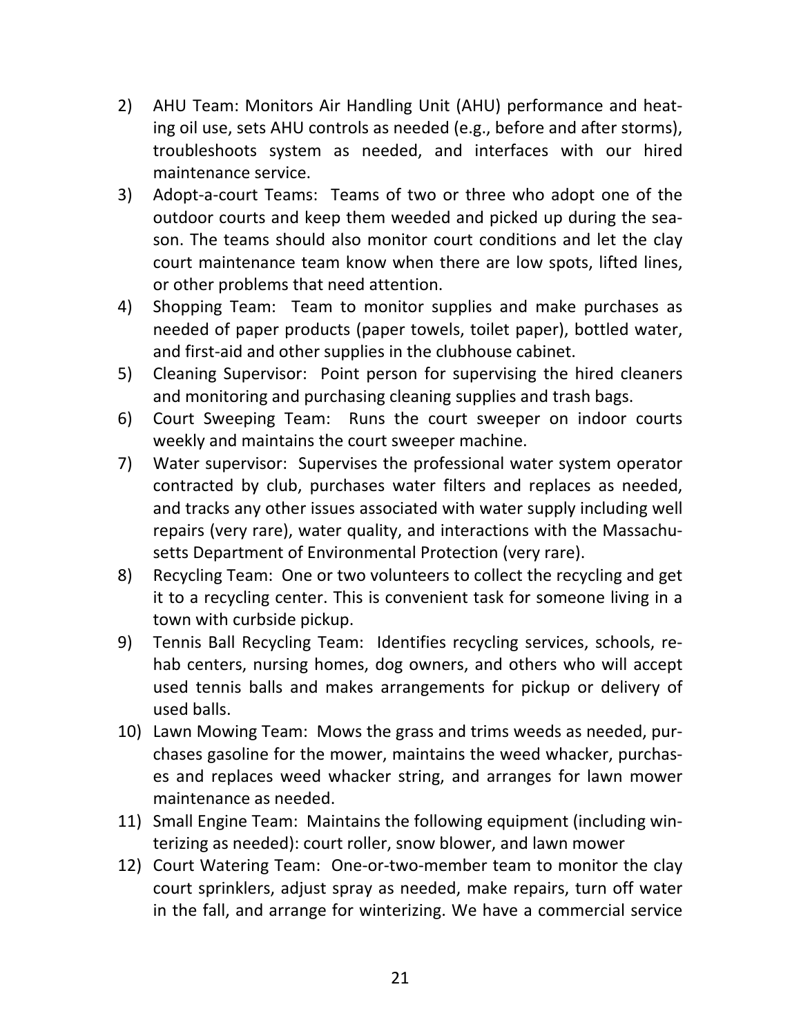2) AHU Team: Monitors Air Handling Unit (AHU) performance and heating oil use, sets AHU controls as needed (e.g., before and after storms), troubleshoots system as needed, and interfaces with our hired maintenance service.
3) Adopt-a-court Teams: Teams of two or three who adopt one of the outdoor courts and keep them weeded and picked up during the season. The teams should also monitor court conditions and let the clay court maintenance team know when there are low spots, lifted lines, or other problems that need attention.
4) Shopping Team: Team to monitor supplies and make purchases as needed of paper products (paper towels, toilet paper), bottled water, and first-aid and other supplies in the clubhouse cabinet.
5) Cleaning Supervisor: Point person for supervising the hired cleaners and monitoring and purchasing cleaning supplies and trash bags.
6) Court Sweeping Team: Runs the court sweeper on indoor courts weekly and maintains the court sweeper machine.
7) Water supervisor: Supervises the professional water system operator contracted by club, purchases water filters and replaces as needed, and tracks any other issues associated with water supply including well repairs (very rare), water quality, and interactions with the Massachusetts Department of Environmental Protection (very rare).
8) Recycling Team: One or two volunteers to collect the recycling and get it to a recycling center. This is convenient task for someone living in a town with curbside pickup.
9) Tennis Ball Recycling Team: Identifies recycling services, schools, rehab centers, nursing homes, dog owners, and others who will accept used tennis balls and makes arrangements for pickup or delivery of used balls.
10) Lawn Mowing Team: Mows the grass and trims weeds as needed, purchases gasoline for the mower, maintains the weed whacker, purchases and replaces weed whacker string, and arranges for lawn mower maintenance as needed.
11) Small Engine Team: Maintains the following equipment (including winterizing as needed): court roller, snow blower, and lawn mower
12) Court Watering Team: One-or-two-member team to monitor the clay court sprinklers, adjust spray as needed, make repairs, turn off water in the fall, and arrange for winterizing. We have a commercial service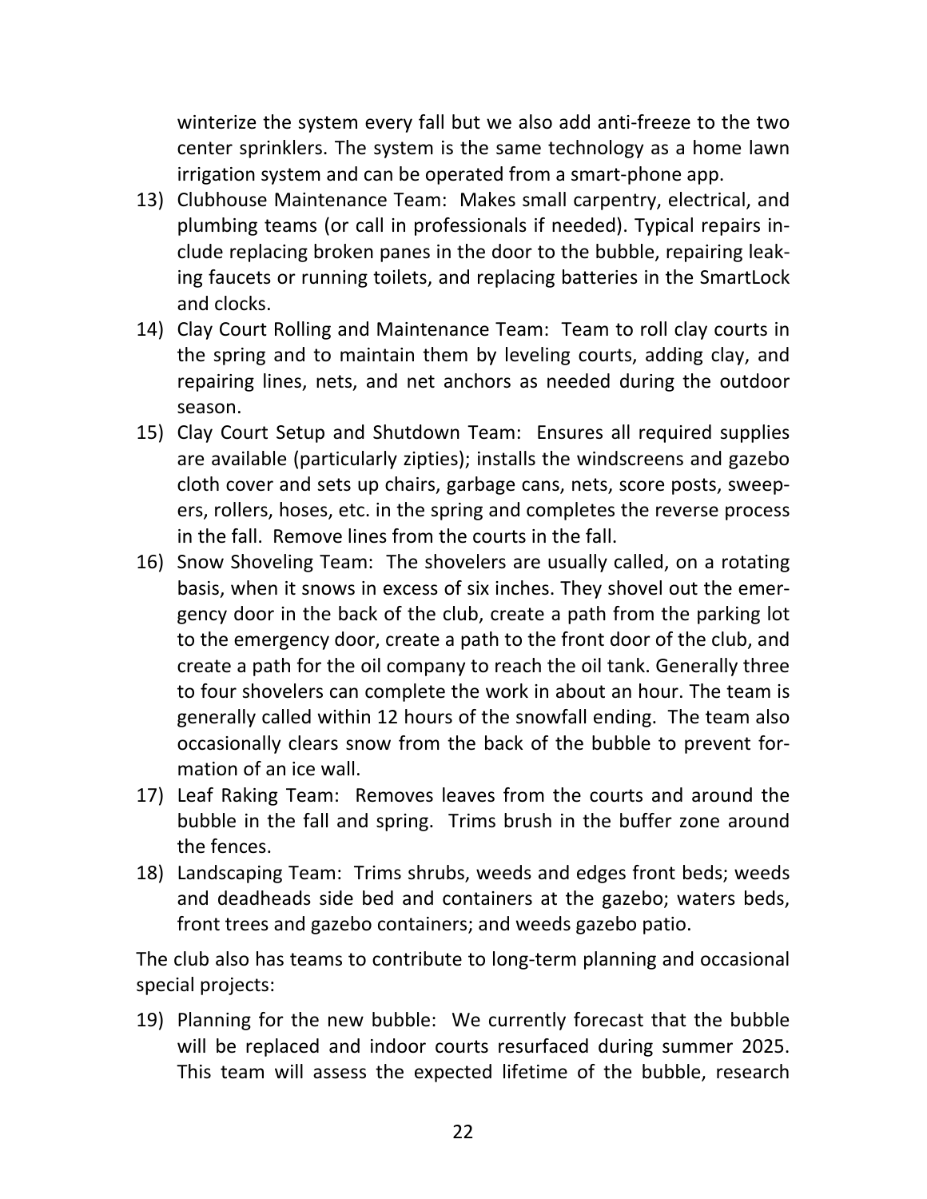winterize the system every fall but we also add anti-freeze to the two center sprinklers. The system is the same technology as a home lawn irrigation system and can be operated from a smart-phone app.

13) Clubhouse Maintenance Team: Makes small carpentry, electrical, and plumbing teams (or call in professionals if needed). Typical repairs include replacing broken panes in the door to the bubble, repairing leaking faucets or running toilets, and replacing batteries in the SmartLock and clocks.
14) Clay Court Rolling and Maintenance Team: Team to roll clay courts in the spring and to maintain them by leveling courts, adding clay, and repairing lines, nets, and net anchors as needed during the outdoor season.
15) Clay Court Setup and Shutdown Team: Ensures all required supplies are available (particularly zipties); installs the windscreens and gazebo cloth cover and sets up chairs, garbage cans, nets, score posts, sweepers, rollers, hoses, etc. in the spring and completes the reverse process in the fall. Remove lines from the courts in the fall.
16) Snow Shoveling Team: The shovelers are usually called, on a rotating basis, when it snows in excess of six inches. They shovel out the emergency door in the back of the club, create a path from the parking lot to the emergency door, create a path to the front door of the club, and create a path for the oil company to reach the oil tank. Generally three to four shovelers can complete the work in about an hour. The team is generally called within 12 hours of the snowfall ending. The team also occasionally clears snow from the back of the bubble to prevent formation of an ice wall.
17) Leaf Raking Team: Removes leaves from the courts and around the bubble in the fall and spring. Trims brush in the buffer zone around the fences.
18) Landscaping Team: Trims shrubs, weeds and edges front beds; weeds and deadheads side bed and containers at the gazebo; waters beds, front trees and gazebo containers; and weeds gazebo patio.

The club also has teams to contribute to long-term planning and occasional special projects:

19) Planning for the new bubble: We currently forecast that the bubble will be replaced and indoor courts resurfaced during summer 2025. This team will assess the expected lifetime of the bubble, research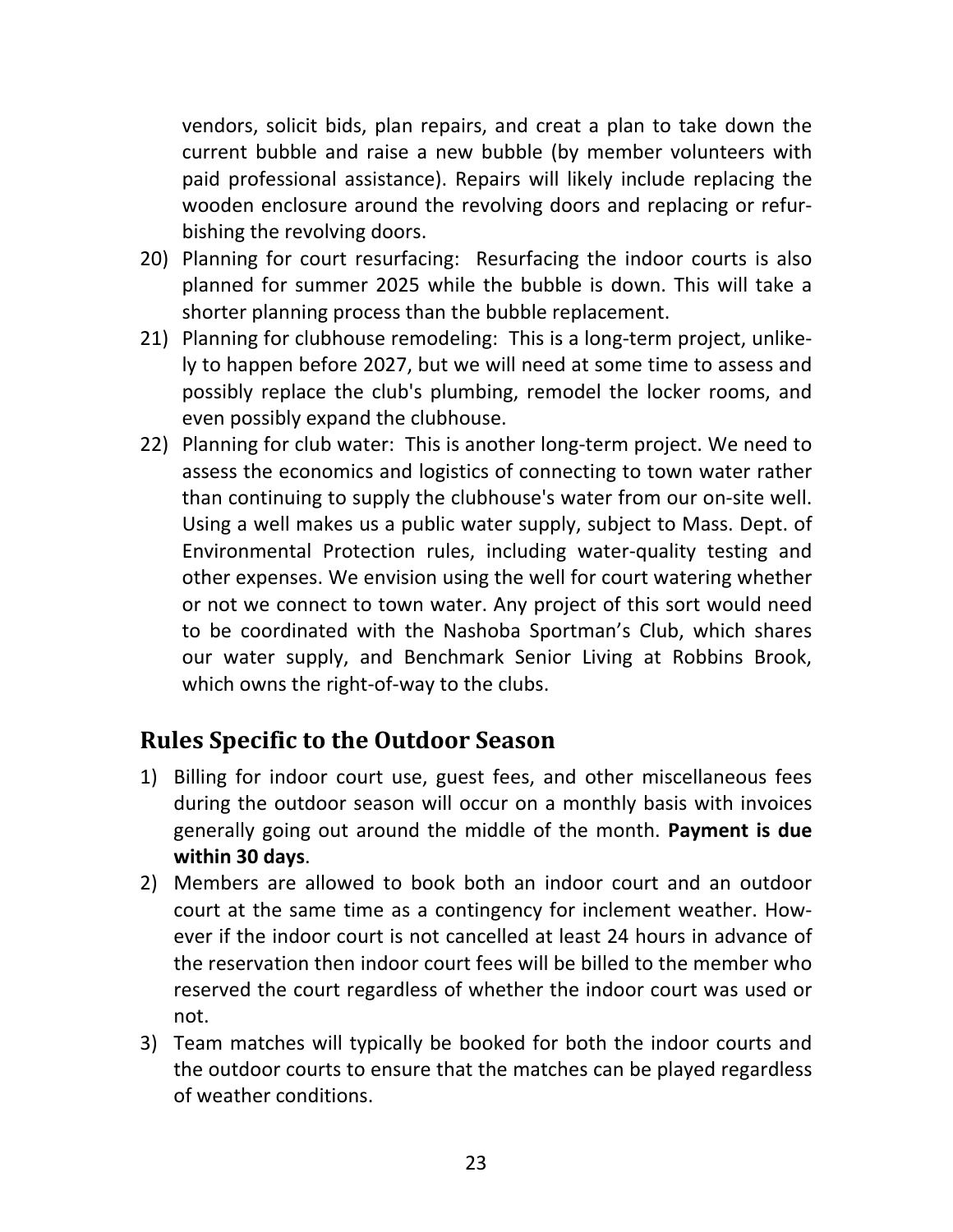vendors, solicit bids, plan repairs, and creat a plan to take down the current bubble and raise a new bubble (by member volunteers with paid professional assistance). Repairs will likely include replacing the wooden enclosure around the revolving doors and replacing or refurbishing the revolving doors.

20) Planning for court resurfacing: Resurfacing the indoor courts is also planned for summer 2025 while the bubble is down. This will take a shorter planning process than the bubble replacement.
21) Planning for clubhouse remodeling: This is a long-term project, unlikely to happen before 2027, but we will need at some time to assess and possibly replace the club's plumbing, remodel the locker rooms, and even possibly expand the clubhouse.
22) Planning for club water: This is another long-term project. We need to assess the economics and logistics of connecting to town water rather than continuing to supply the clubhouse's water from our on-site well. Using a well makes us a public water supply, subject to Mass. Dept. of Environmental Protection rules, including water-quality testing and other expenses. We envision using the well for court watering whether or not we connect to town water. Any project of this sort would need to be coordinated with the Nashoba Sportman's Club, which shares our water supply, and Benchmark Senior Living at Robbins Brook, which owns the right-of-way to the clubs.

## Rules Specific to the Outdoor Season

1) Billing for indoor court use, guest fees, and other miscellaneous fees during the outdoor season will occur on a monthly basis with invoices generally going out around the middle of the month. **Payment is due within 30 days**.
2) Members are allowed to book both an indoor court and an outdoor court at the same time as a contingency for inclement weather. However if the indoor court is not cancelled at least 24 hours in advance of the reservation then indoor court fees will be billed to the member who reserved the court regardless of whether the indoor court was used or not.
3) Team matches will typically be booked for both the indoor courts and the outdoor courts to ensure that the matches can be played regardless of weather conditions.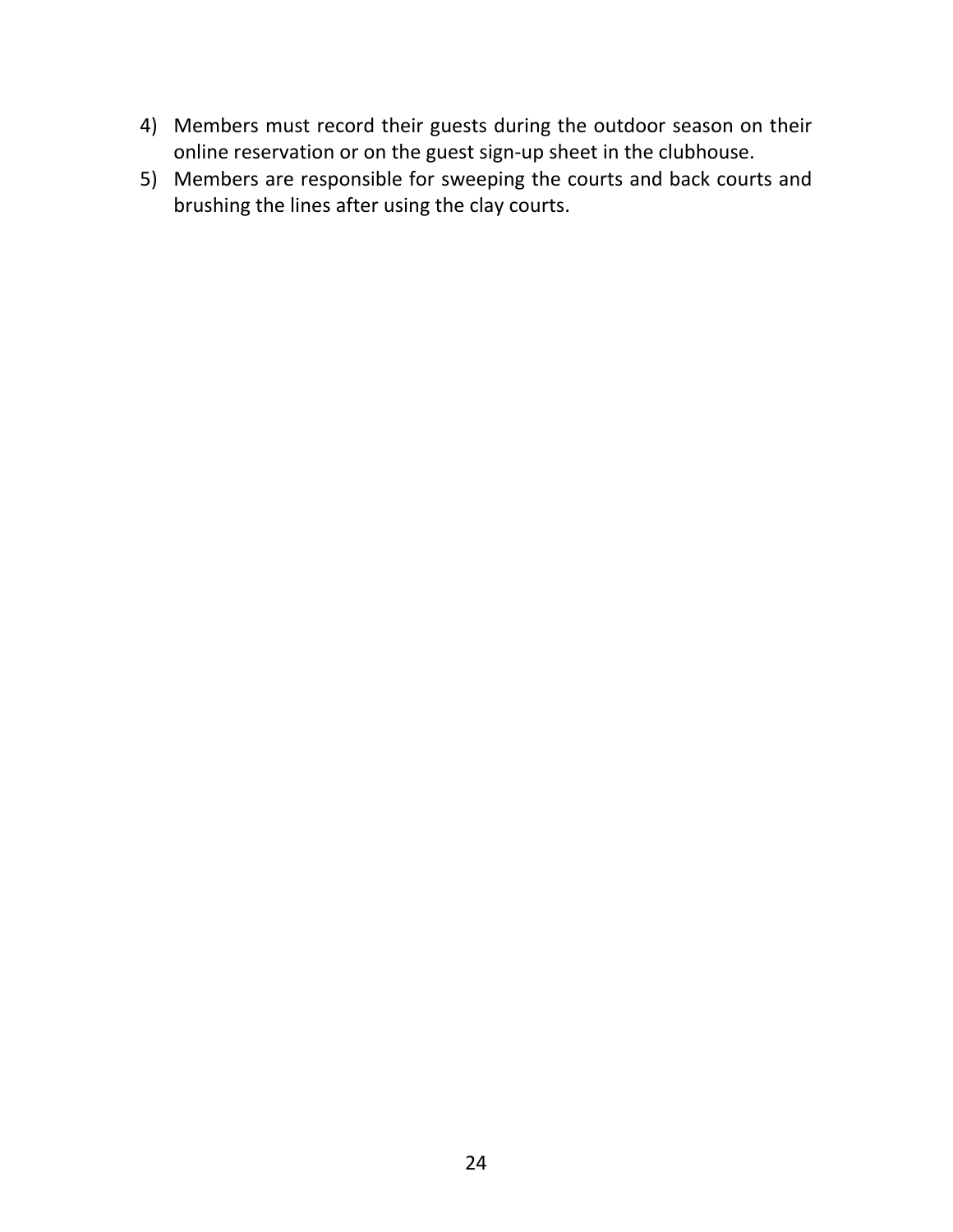4) Members must record their guests during the outdoor season on their online reservation or on the guest sign-up sheet in the clubhouse.
5) Members are responsible for sweeping the courts and back courts and brushing the lines after using the clay courts.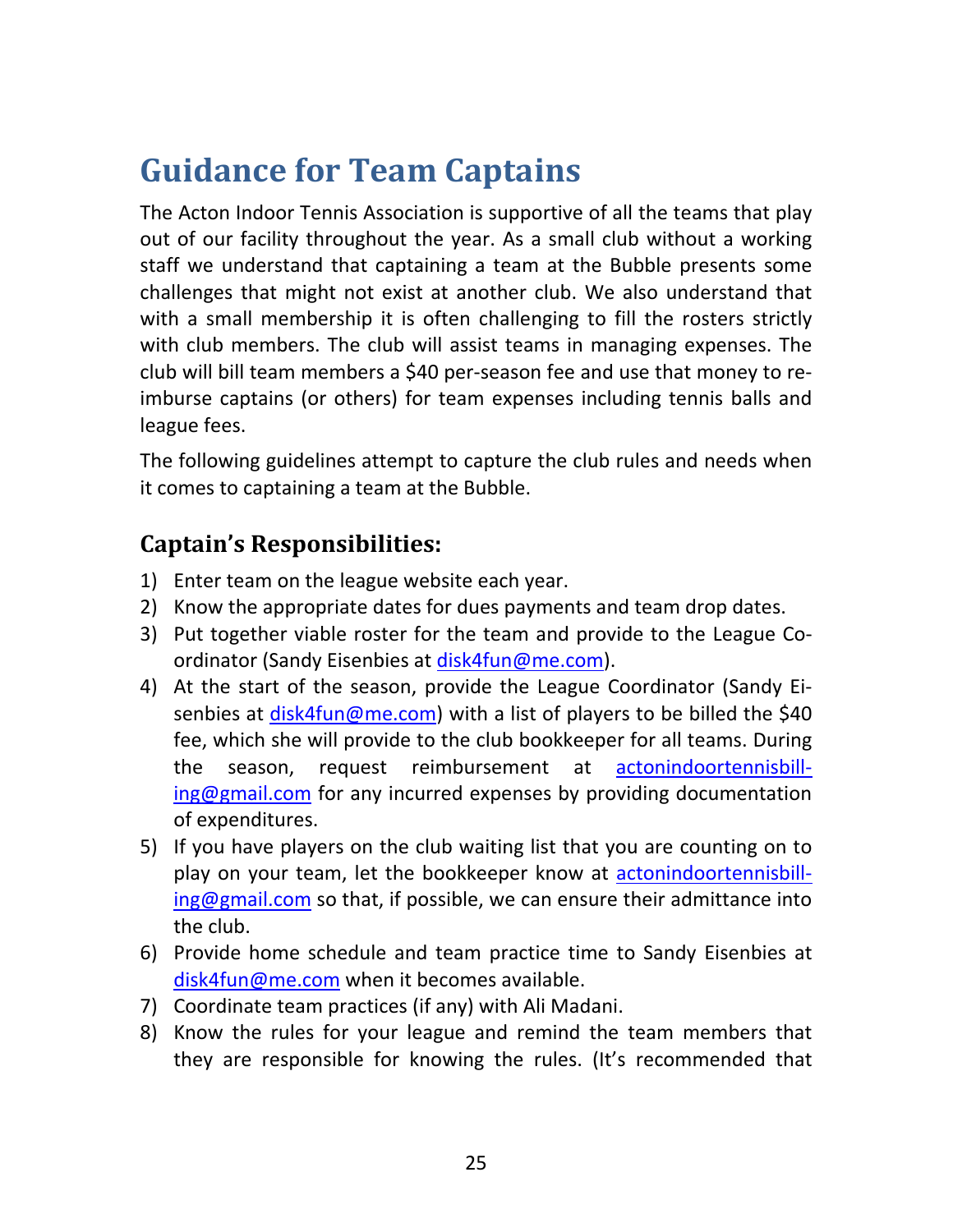# Guidance for Team Captains

The Acton Indoor Tennis Association is supportive of all the teams that play out of our facility throughout the year. As a small club without a working staff we understand that captaining a team at the Bubble presents some challenges that might not exist at another club. We also understand that with a small membership it is often challenging to fill the rosters strictly with club members. The club will assist teams in managing expenses. The club will bill team members a $40 per-season fee and use that money to reimburse captains (or others) for team expenses including tennis balls and league fees.

The following guidelines attempt to capture the club rules and needs when it comes to captaining a team at the Bubble.

## Captain's Responsibilities:

1) Enter team on the league website each year.
2) Know the appropriate dates for dues payments and team drop dates.
3) Put together viable roster for the team and provide to the League Coordinator (Sandy Eisenbies at disk4fun@me.com).
4) At the start of the season, provide the League Coordinator (Sandy Eisenbies at disk4fun@me.com) with a list of players to be billed the $40 fee, which she will provide to the club bookkeeper for all teams. During the season, request reimbursement at actonindoortennisbilling@gmail.com for any incurred expenses by providing documentation of expenditures.
5) If you have players on the club waiting list that you are counting on to play on your team, let the bookkeeper know at actonindoortennisbilling@gmail.com so that, if possible, we can ensure their admittance into the club.
6) Provide home schedule and team practice time to Sandy Eisenbies at disk4fun@me.com when it becomes available.
7) Coordinate team practices (if any) with Ali Madani.
8) Know the rules for your league and remind the team members that they are responsible for knowing the rules. (It's recommended that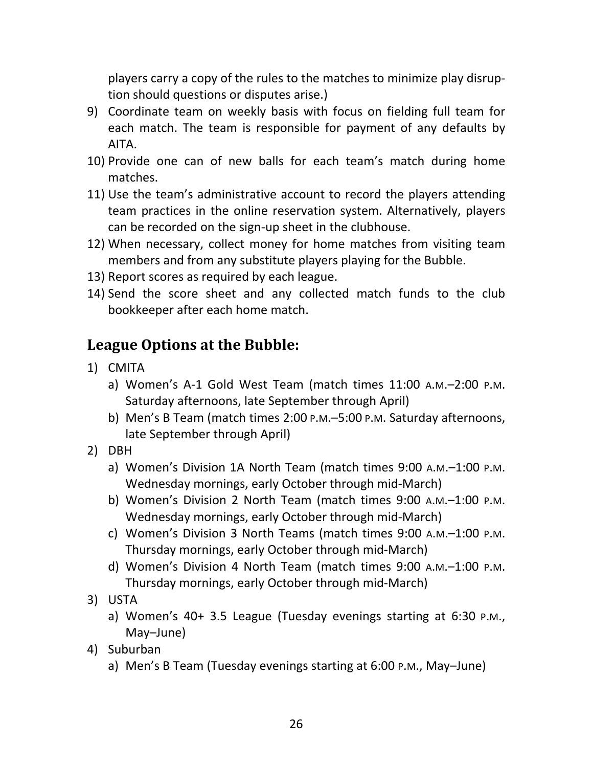players carry a copy of the rules to the matches to minimize play disruption should questions or disputes arise.)

9) Coordinate team on weekly basis with focus on fielding full team for each match. The team is responsible for payment of any defaults by AITA.
10) Provide one can of new balls for each team's match during home matches.
11) Use the team's administrative account to record the players attending team practices in the online reservation system. Alternatively, players can be recorded on the sign-up sheet in the clubhouse.
12) When necessary, collect money for home matches from visiting team members and from any substitute players playing for the Bubble.
13) Report scores as required by each league.
14) Send the score sheet and any collected match funds to the club bookkeeper after each home match.

## League Options at the Bubble:

1) CMITA
   a) Women's A-1 Gold West Team (match times 11:00 A.M.–2:00 P.M. Saturday afternoons, late September through April)
   b) Men's B Team (match times 2:00 P.M.–5:00 P.M. Saturday afternoons, late September through April)
2) DBH
   a) Women's Division 1A North Team (match times 9:00 A.M.–1:00 P.M. Wednesday mornings, early October through mid-March)
   b) Women's Division 2 North Team (match times 9:00 A.M.–1:00 P.M. Wednesday mornings, early October through mid-March)
   c) Women's Division 3 North Teams (match times 9:00 A.M.–1:00 P.M. Thursday mornings, early October through mid-March)
   d) Women's Division 4 North Team (match times 9:00 A.M.–1:00 P.M. Thursday mornings, early October through mid-March)
3) USTA
   a) Women's 40+ 3.5 League (Tuesday evenings starting at 6:30 P.M., May–June)
4) Suburban
   a) Men's B Team (Tuesday evenings starting at 6:00 P.M., May–June)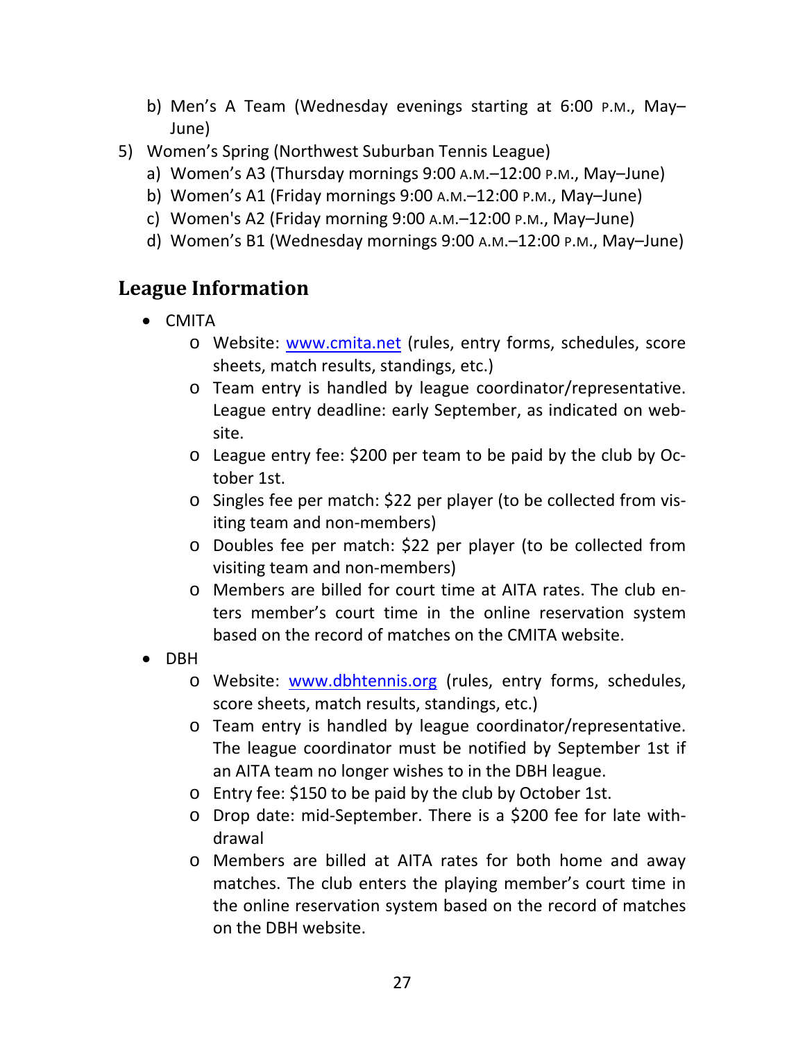b) Men's A Team (Wednesday evenings starting at 6:00 P.M., May–June)

5) Women's Spring (Northwest Suburban Tennis League)
   a) Women's A3 (Thursday mornings 9:00 A.M.–12:00 P.M., May–June)
   b) Women's A1 (Friday mornings 9:00 A.M.–12:00 P.M., May–June)
   c) Women's A2 (Friday morning 9:00 A.M.–12:00 P.M., May–June)
   d) Women's B1 (Wednesday mornings 9:00 A.M.–12:00 P.M., May–June)

## League Information

- CMITA
  - Website: www.cmita.net (rules, entry forms, schedules, score sheets, match results, standings, etc.)
  - Team entry is handled by league coordinator/representative. League entry deadline: early September, as indicated on website.
  - League entry fee: $200 per team to be paid by the club by October 1st.
  - Singles fee per match: $22 per player (to be collected from visiting team and non-members)
  - Doubles fee per match: $22 per player (to be collected from visiting team and non-members)
  - Members are billed for court time at AITA rates. The club enters member's court time in the online reservation system based on the record of matches on the CMITA website.
- DBH
  - Website: www.dbhtennis.org (rules, entry forms, schedules, score sheets, match results, standings, etc.)
  - Team entry is handled by league coordinator/representative. The league coordinator must be notified by September 1st if an AITA team no longer wishes to in the DBH league.
  - Entry fee: $150 to be paid by the club by October 1st.
  - Drop date: mid-September. There is a $200 fee for late withdrawal
  - Members are billed at AITA rates for both home and away matches. The club enters the playing member's court time in the online reservation system based on the record of matches on the DBH website.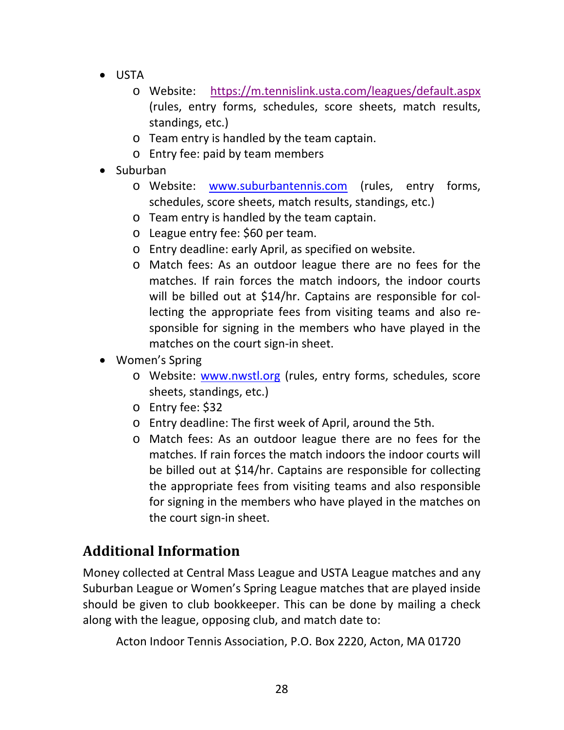- USTA
  - Website: [https://m.tennislink.usta.com/leagues/default.aspx](https://m.tennislink.usta.com/leagues/default.aspx) (rules, entry forms, schedules, score sheets, match results, standings, etc.)
  - Team entry is handled by the team captain.
  - Entry fee: paid by team members
- Suburban
  - Website: [www.suburbantennis.com](http://www.suburbantennis.com) (rules, entry forms, schedules, score sheets, match results, standings, etc.)
  - Team entry is handled by the team captain.
  - League entry fee: $60 per team.
  - Entry deadline: early April, as specified on website.
  - Match fees: As an outdoor league there are no fees for the matches. If rain forces the match indoors, the indoor courts will be billed out at $14/hr. Captains are responsible for collecting the appropriate fees from visiting teams and also responsible for signing in the members who have played in the matches on the court sign-in sheet.
- Women's Spring
  - Website: [www.nwstl.org](http://www.nwstl.org) (rules, entry forms, schedules, score sheets, standings, etc.)
  - Entry fee: $32
  - Entry deadline: The first week of April, around the 5th.
  - Match fees: As an outdoor league there are no fees for the matches. If rain forces the match indoors the indoor courts will be billed out at $14/hr. Captains are responsible for collecting the appropriate fees from visiting teams and also responsible for signing in the members who have played in the matches on the court sign-in sheet.

## Additional Information

Money collected at Central Mass League and USTA League matches and any Suburban League or Women's Spring League matches that are played inside should be given to club bookkeeper. This can be done by mailing a check along with the league, opposing club, and match date to:

Acton Indoor Tennis Association, P.O. Box 2220, Acton, MA 01720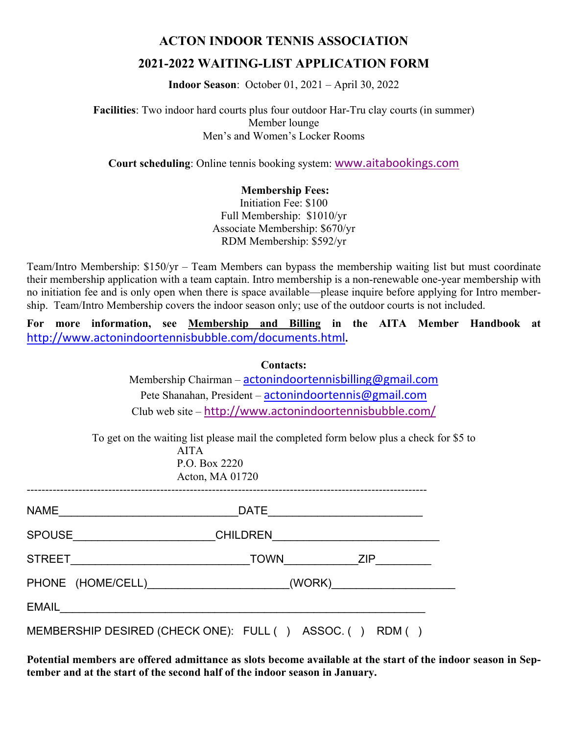# ACTON INDOOR TENNIS ASSOCIATION

## 2021-2022 WAITING-LIST APPLICATION FORM

**Indoor Season**: October 01, 2021 – April 30, 2022

**Facilities**: Two indoor hard courts plus four outdoor Har-Tru clay courts (in summer)
Member lounge
Men's and Women's Locker Rooms

**Court scheduling**: Online tennis booking system: www.aitabookings.com

**Membership Fees:**
Initiation Fee: $100
Full Membership: $1010/yr
Associate Membership: $670/yr
RDM Membership: $592/yr

Team/Intro Membership: $150/yr – Team Members can bypass the membership waiting list but must coordinate their membership application with a team captain. Intro membership is a non-renewable one-year membership with no initiation fee and is only open when there is space available—please inquire before applying for Intro membership. Team/Intro Membership covers the indoor season only; use of the outdoor courts is not included.

**For more information, see Membership and Billing in the AITA Member Handbook at http://www.actonindoortennisbubble.com/documents.html.**

**Contacts:**
Membership Chairman – actonindoortennisbilling@gmail.com
Pete Shanahan, President – actonindoortennis@gmail.com
Club web site – http://www.actonindoortennisbubble.com/

To get on the waiting list please mail the completed form below plus a check for $5 to
AITA
P.O. Box 2220
Acton, MA 01720

---

NAME_____________________________DATE_________________________

SPOUSE_______________________CHILDREN___________________________

STREET_____________________________TOWN___________ZIP_________

PHONE (HOME/CELL)______________________(WORK)___________________

EMAIL____________________________________________________________

MEMBERSHIP DESIRED (CHECK ONE): FULL ( ) ASSOC. ( ) RDM ( )

**Potential members are offered admittance as slots become available at the start of the indoor season in September and at the start of the second half of the indoor season in January.**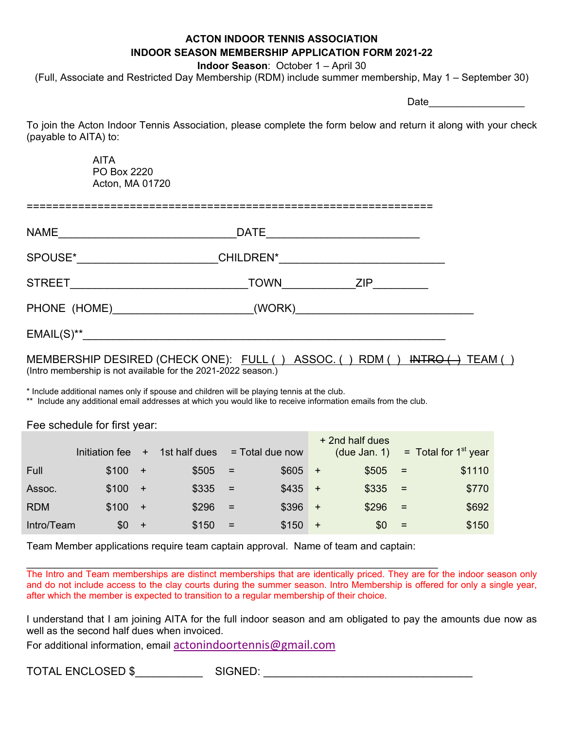# ACTON INDOOR TENNIS ASSOCIATION

## INDOOR SEASON MEMBERSHIP APPLICATION FORM 2021-22

**Indoor Season**: October 1 – April 30

(Full, Associate and Restricted Day Membership (RDM) include summer membership, May 1 – September 30)

Date_________________

To join the Acton Indoor Tennis Association, please complete the form below and return it along with your check (payable to AITA) to:

AITA
PO Box 2220
Acton, MA 01720

============================================================

NAME_____________________________DATE_________________________

SPOUSE*_______________________CHILDREN*___________________________

STREET_____________________________TOWN____________ZIP_________

PHONE (HOME)______________________(WORK)_____________________________

EMAIL(S)**____________________________________________________________

MEMBERSHIP DESIRED (CHECK ONE): FULL ( ) ASSOC. ( ) RDM ( ) ~~INTRO ( )~~ TEAM ( )
(Intro membership is not available for the 2021-2022 season.)

\* Include additional names only if spouse and children will be playing tennis at the club.
\*\* Include any additional email addresses at which you would like to receive information emails from the club.

Fee schedule for first year:

| | Initiation fee | + | 1st half dues | = Total due now | | + 2nd half dues (due Jan. 1) | = | Total for 1st year |
|---|---|---|---|---|---|---|---|---|
| Full | $100 | + | $505 | = $605 | + | $505 | = | $1110 |
| Assoc. | $100 | + | $335 | = $435 | + | $335 | = | $770 |
| RDM | $100 | + | $296 | = $396 | + | $296 | = | $692 |
| Intro/Team | $0 | + | $150 | = $150 | + | $0 | = | $150 |

Team Member applications require team captain approval. Name of team and captain:

________________________________________________________________

The Intro and Team memberships are distinct memberships that are identically priced. They are for the indoor season only and do not include access to the clay courts during the summer season. Intro Membership is offered for only a single year, after which the member is expected to transition to a regular membership of their choice.

I understand that I am joining AITA for the full indoor season and am obligated to pay the amounts due now as well as the second half dues when invoiced.

For additional information, email actonindoortennis@gmail.com

TOTAL ENCLOSED $___________ SIGNED: ___________________________________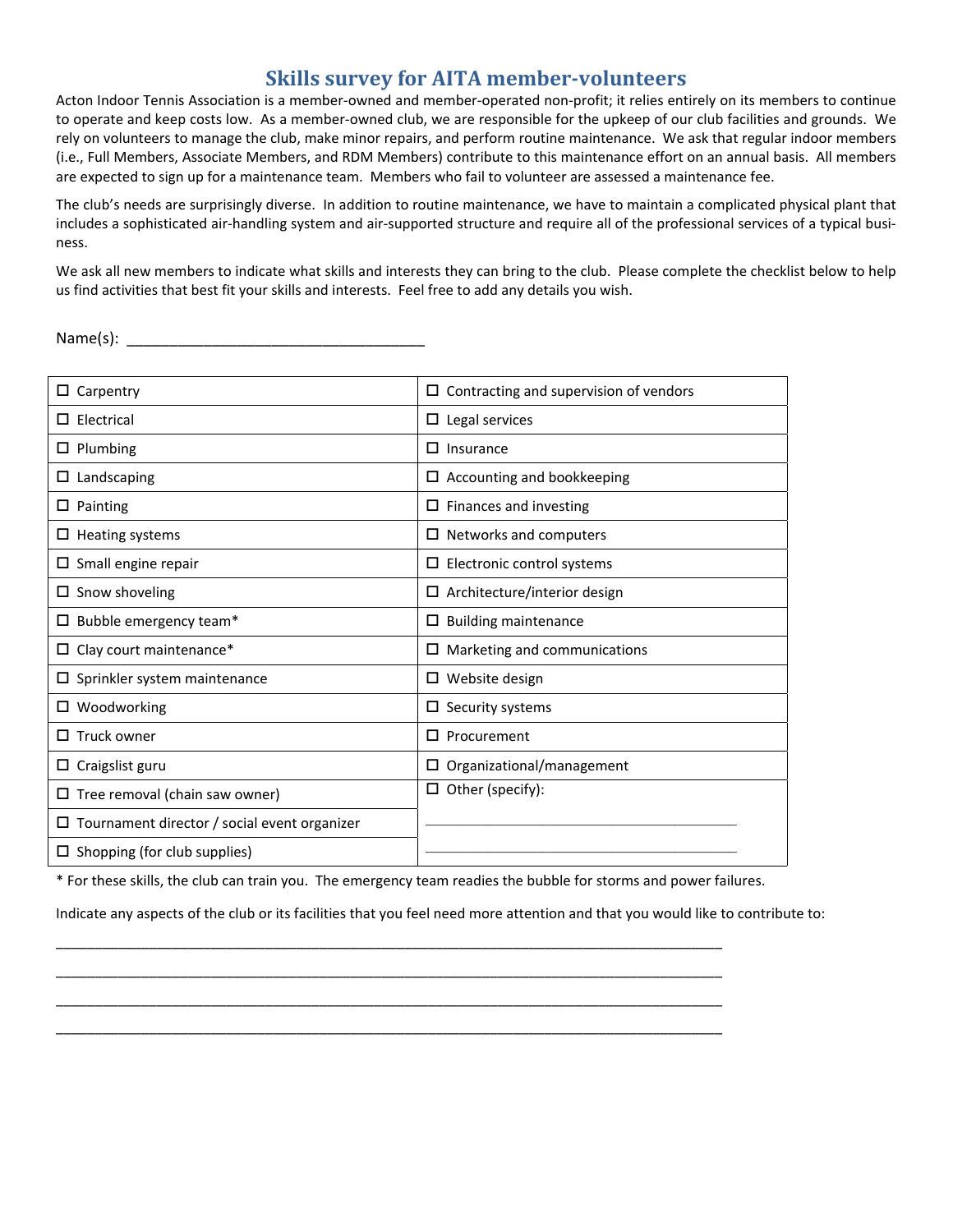# Skills survey for AITA member-volunteers

Acton Indoor Tennis Association is a member-owned and member-operated non-profit; it relies entirely on its members to continue to operate and keep costs low. As a member-owned club, we are responsible for the upkeep of our club facilities and grounds. We rely on volunteers to manage the club, make minor repairs, and perform routine maintenance. We ask that regular indoor members (i.e., Full Members, Associate Members, and RDM Members) contribute to this maintenance effort on an annual basis. All members are expected to sign up for a maintenance team. Members who fail to volunteer are assessed a maintenance fee.

The club's needs are surprisingly diverse. In addition to routine maintenance, we have to maintain a complicated physical plant that includes a sophisticated air-handling system and air-supported structure and require all of the professional services of a typical business.

We ask all new members to indicate what skills and interests they can bring to the club. Please complete the checklist below to help us find activities that best fit your skills and interests. Feel free to add any details you wish.

Name(s): ___________________________________

| | |
|---|---|
| ☐ Carpentry | ☐ Contracting and supervision of vendors |
| ☐ Electrical | ☐ Legal services |
| ☐ Plumbing | ☐ Insurance |
| ☐ Landscaping | ☐ Accounting and bookkeeping |
| ☐ Painting | ☐ Finances and investing |
| ☐ Heating systems | ☐ Networks and computers |
| ☐ Small engine repair | ☐ Electronic control systems |
| ☐ Snow shoveling | ☐ Architecture/interior design |
| ☐ Bubble emergency team* | ☐ Building maintenance |
| ☐ Clay court maintenance* | ☐ Marketing and communications |
| ☐ Sprinkler system maintenance | ☐ Website design |
| ☐ Woodworking | ☐ Security systems |
| ☐ Truck owner | ☐ Procurement |
| ☐ Craigslist guru | ☐ Organizational/management |
| ☐ Tree removal (chain saw owner) | ☐ Other (specify): |
| ☐ Tournament director / social event organizer | ___________________________________ |
| ☐ Shopping (for club supplies) | ___________________________________ |

* For these skills, the club can train you. The emergency team readies the bubble for storms and power failures.

Indicate any aspects of the club or its facilities that you feel need more attention and that you would like to contribute to:

___________________________________________________________________________

___________________________________________________________________________

___________________________________________________________________________

___________________________________________________________________________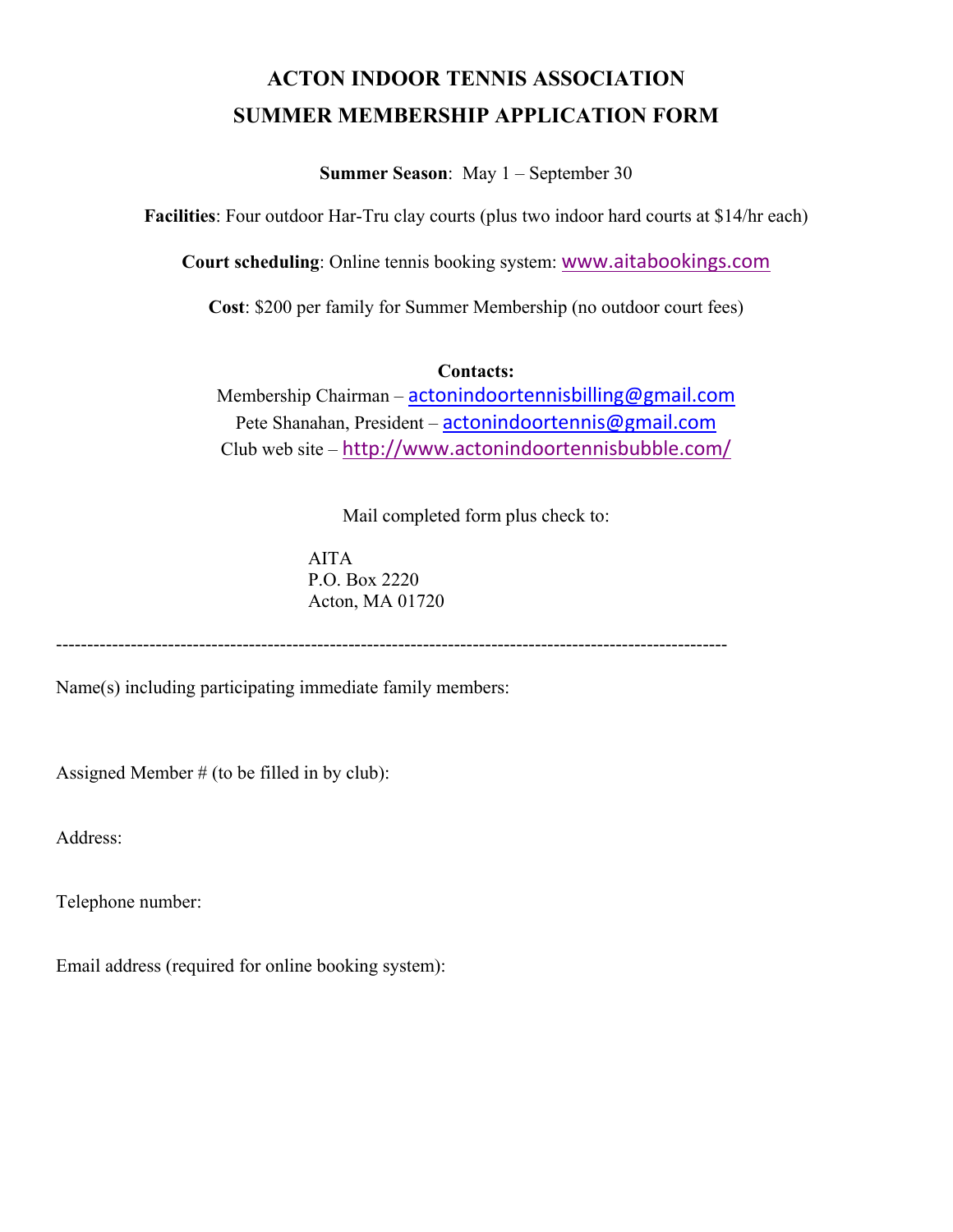# ACTON INDOOR TENNIS ASSOCIATION
# SUMMER MEMBERSHIP APPLICATION FORM

**Summer Season**: May 1 – September 30

**Facilities**: Four outdoor Har-Tru clay courts (plus two indoor hard courts at $14/hr each)

**Court scheduling**: Online tennis booking system: www.aitabookings.com

**Cost**: $200 per family for Summer Membership (no outdoor court fees)

**Contacts:**

Membership Chairman – actonindoortennisbilling@gmail.com
Pete Shanahan, President – actonindoortennis@gmail.com
Club web site – http://www.actonindoortennisbubble.com/

Mail completed form plus check to:

AITA
P.O. Box 2220
Acton, MA 01720

---

Name(s) including participating immediate family members:

Assigned Member # (to be filled in by club):

Address:

Telephone number:

Email address (required for online booking system):